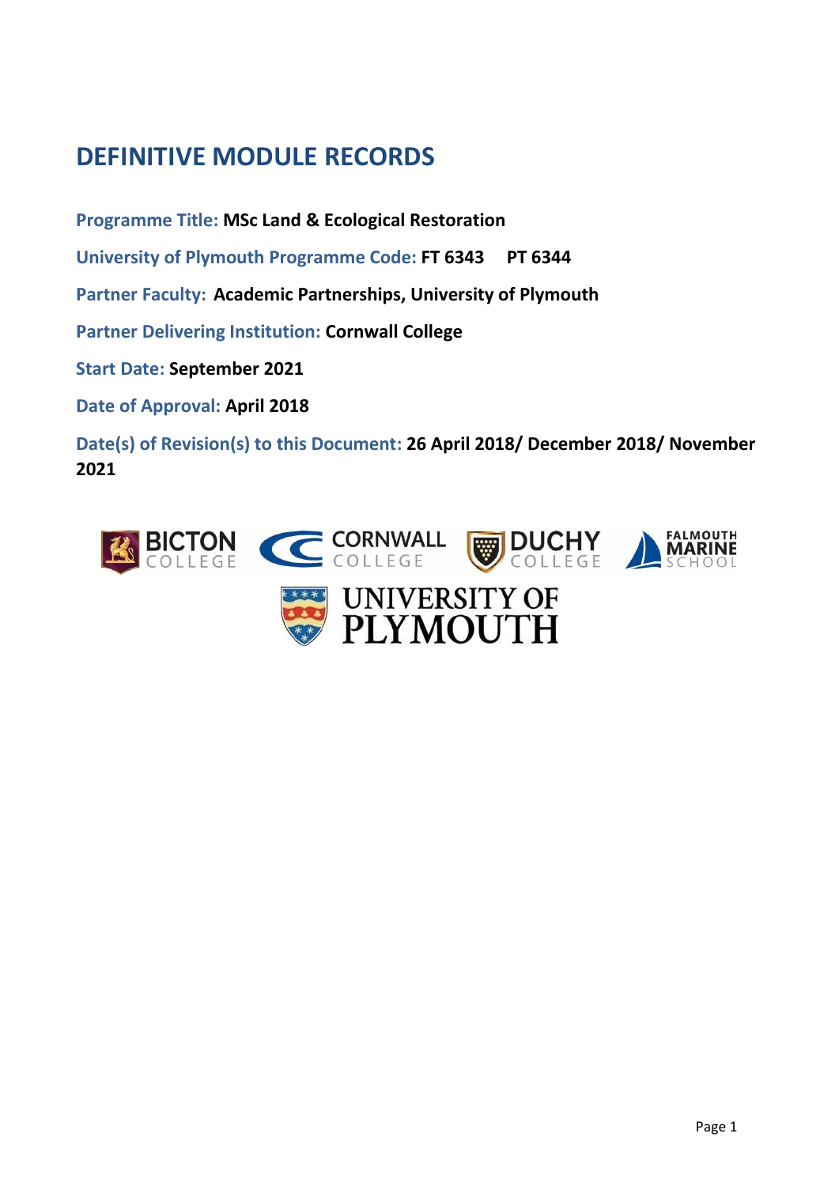# DEFINITIVE MODULE RECORDS

**Programme Title:** **MSc Land & Ecological Restoration**

**University of Plymouth Programme Code:** **FT 6343 PT 6344**

**Partner Faculty:** **Academic Partnerships, University of Plymouth**

**Partner Delivering Institution:** **Cornwall College**

**Start Date:** **September 2021**

**Date of Approval:** **April 2018**

**Date(s) of Revision(s) to this Document:** **26 April 2018/ December 2018/ November 2021**

BICTON COLLEGE CORNWALL COLLEGE DUCHY COLLEGE FALMOUTH MARINE SCHOOL

UNIVERSITY OF PLYMOUTH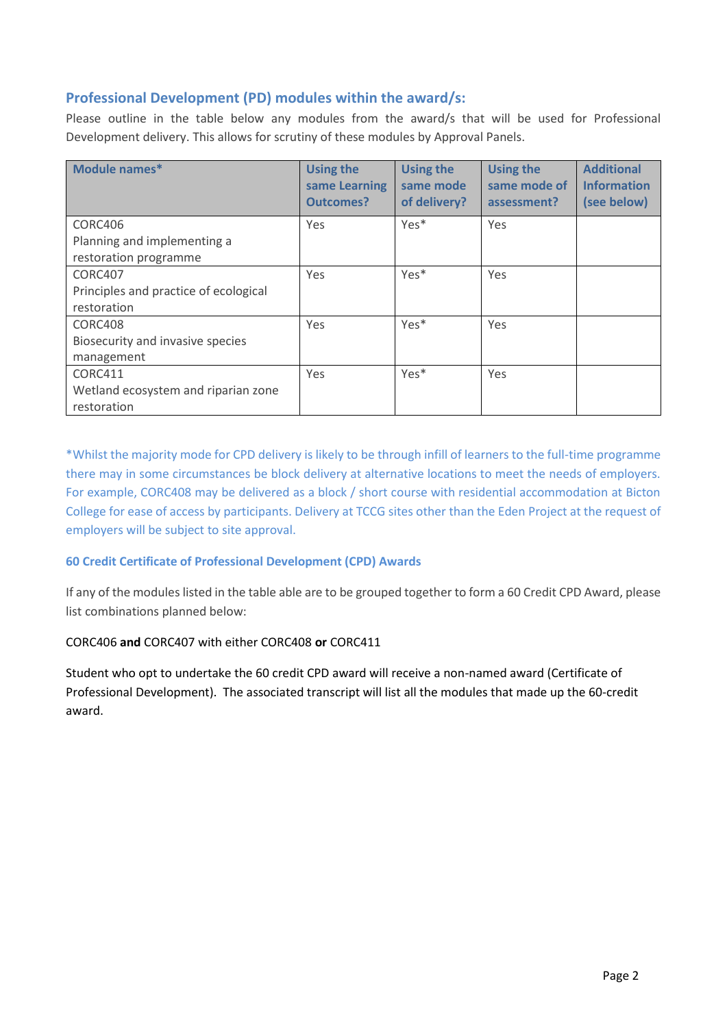## Professional Development (PD) modules within the award/s:

Please outline in the table below any modules from the award/s that will be used for Professional Development delivery. This allows for scrutiny of these modules by Approval Panels.

| Module names* | Using the same Learning Outcomes? | Using the same mode of delivery? | Using the same mode of assessment? | Additional Information (see below) |
|---|---|---|---|---|
| CORC406 Planning and implementing a restoration programme | Yes | Yes* | Yes | |
| CORC407 Principles and practice of ecological restoration | Yes | Yes* | Yes | |
| CORC408 Biosecurity and invasive species management | Yes | Yes* | Yes | |
| CORC411 Wetland ecosystem and riparian zone restoration | Yes | Yes* | Yes | |

*Whilst the majority mode for CPD delivery is likely to be through infill of learners to the full-time programme there may in some circumstances be block delivery at alternative locations to meet the needs of employers. For example, CORC408 may be delivered as a block / short course with residential accommodation at Bicton College for ease of access by participants. Delivery at TCCG sites other than the Eden Project at the request of employers will be subject to site approval.

### 60 Credit Certificate of Professional Development (CPD) Awards

If any of the modules listed in the table able are to be grouped together to form a 60 Credit CPD Award, please list combinations planned below:

CORC406 **and** CORC407 with either CORC408 **or** CORC411

Student who opt to undertake the 60 credit CPD award will receive a non-named award (Certificate of Professional Development). The associated transcript will list all the modules that made up the 60-credit award.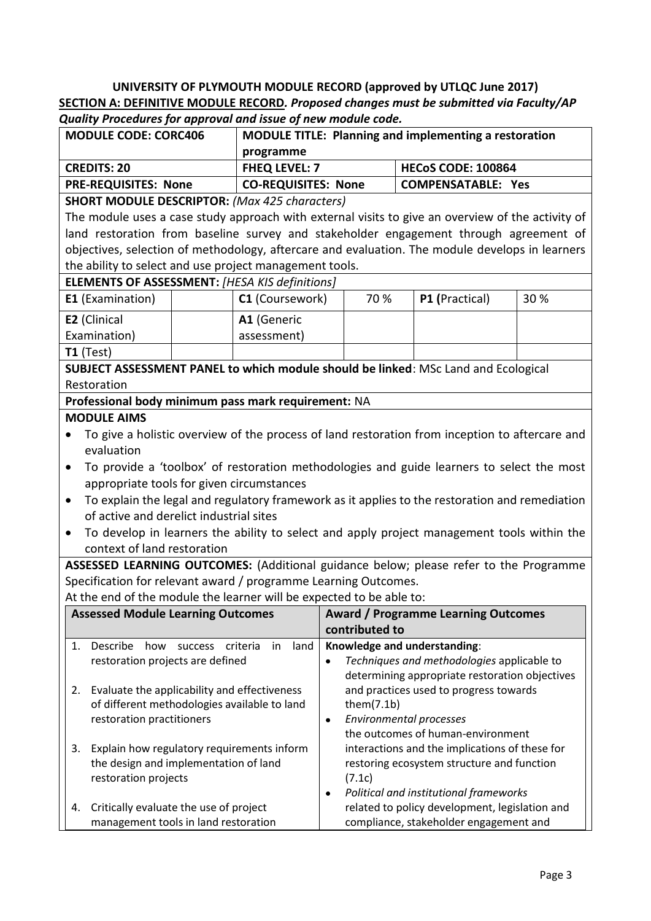**UNIVERSITY OF PLYMOUTH MODULE RECORD (approved by UTLQC June 2017)**

**SECTION A: DEFINITIVE MODULE RECORD***. Proposed changes must be submitted via Faculty/AP Quality Procedures for approval and issue of new module code.*

| | | |
|---|---|---|
| **MODULE CODE: CORC406** | **MODULE TITLE: Planning and implementing a restoration programme** | |
| **CREDITS: 20** | **FHEQ LEVEL: 7** | **HECoS CODE: 100864** |
| **PRE-REQUISITES: None** | **CO-REQUISITES: None** | **COMPENSATABLE: Yes** |

**SHORT MODULE DESCRIPTOR:** *(Max 425 characters)*

The module uses a case study approach with external visits to give an overview of the activity of land restoration from baseline survey and stakeholder engagement through agreement of objectives, selection of methodology, aftercare and evaluation. The module develops in learners the ability to select and use project management tools.

**ELEMENTS OF ASSESSMENT:** *[HESA KIS definitions]*

| | | | | | |
|---|---|---|---|---|---|
| **E1** (Examination) | | **C1** (Coursework) | 70 % | **P1** (Practical) | 30 % |
| **E2** (Clinical Examination) | | **A1** (Generic assessment) | | | |
| **T1** (Test) | | | | | |

**SUBJECT ASSESSMENT PANEL to which module should be linked**: MSc Land and Ecological Restoration

**Professional body minimum pass mark requirement:** NA

**MODULE AIMS**

- To give a holistic overview of the process of land restoration from inception to aftercare and evaluation
- To provide a 'toolbox' of restoration methodologies and guide learners to select the most appropriate tools for given circumstances
- To explain the legal and regulatory framework as it applies to the restoration and remediation of active and derelict industrial sites
- To develop in learners the ability to select and apply project management tools within the context of land restoration

**ASSESSED LEARNING OUTCOMES:** (Additional guidance below; please refer to the Programme Specification for relevant award / programme Learning Outcomes.

At the end of the module the learner will be expected to be able to:

| Assessed Module Learning Outcomes | Award / Programme Learning Outcomes contributed to |
|---|---|
| 1. Describe how success criteria in land restoration projects are defined<br><br>2. Evaluate the applicability and effectiveness of different methodologies available to land restoration practitioners<br><br>3. Explain how regulatory requirements inform the design and implementation of land restoration projects<br><br>4. Critically evaluate the use of project management tools in land restoration | **Knowledge and understanding**:<br>• *Techniques and methodologies* applicable to determining appropriate restoration objectives and practices used to progress towards them(7.1b)<br>• *Environmental processes* the outcomes of human-environment interactions and the implications of these for restoring ecosystem structure and function (7.1c)<br>• *Political and institutional frameworks* related to policy development, legislation and compliance, stakeholder engagement and |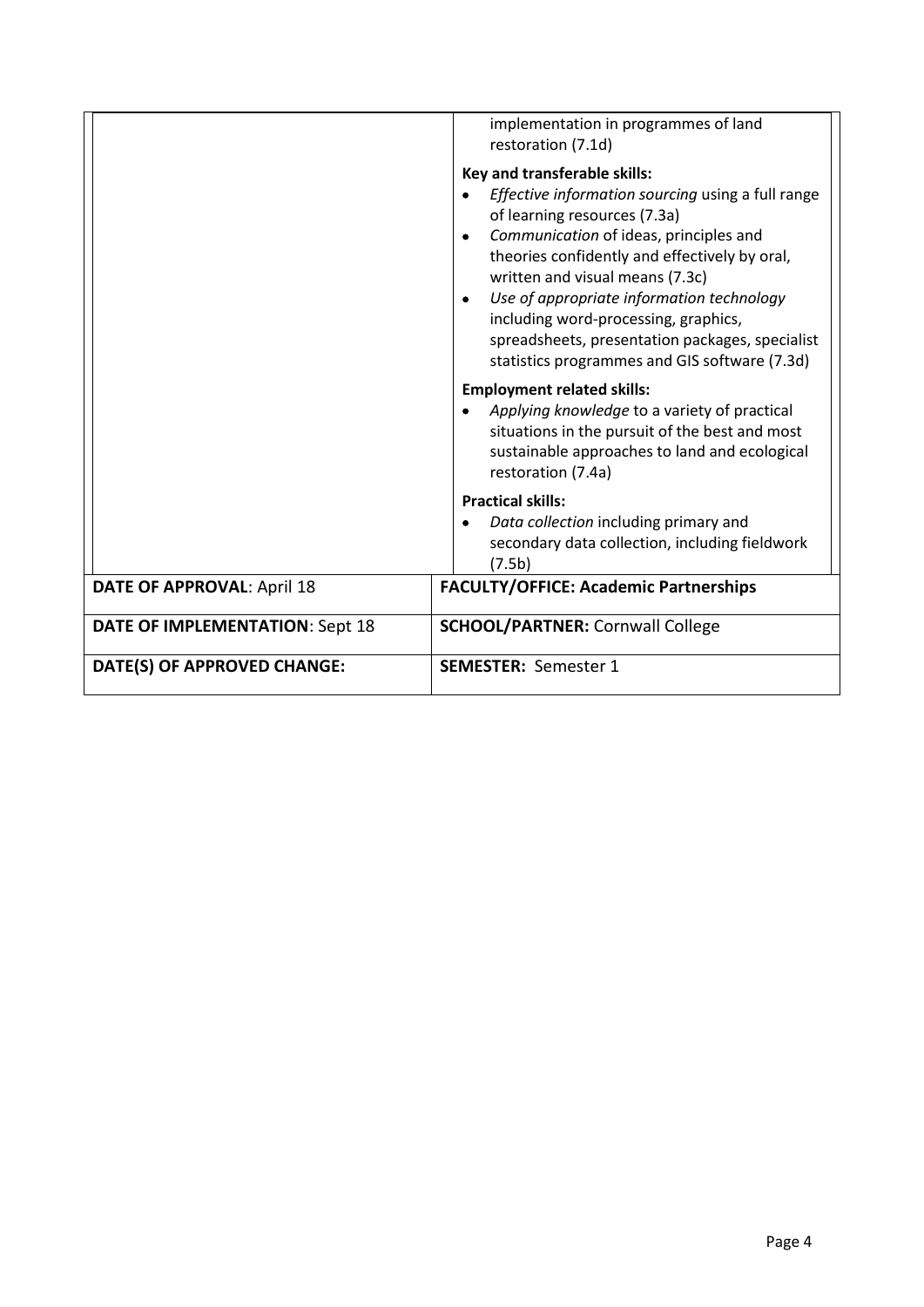| | |
|---|---|
| | implementation in programmes of land restoration (7.1d)<br><br>**Key and transferable skills:**<br>• *Effective information sourcing* using a full range of learning resources (7.3a)<br>• *Communication* of ideas, principles and theories confidently and effectively by oral, written and visual means (7.3c)<br>• *Use of appropriate information technology* including word-processing, graphics, spreadsheets, presentation packages, specialist statistics programmes and GIS software (7.3d)<br><br>**Employment related skills:**<br>• *Applying knowledge* to a variety of practical situations in the pursuit of the best and most sustainable approaches to land and ecological restoration (7.4a)<br><br>**Practical skills:**<br>• *Data collection* including primary and secondary data collection, including fieldwork (7.5b) |
| **DATE OF APPROVAL**: April 18 | **FACULTY/OFFICE: Academic Partnerships** |
| **DATE OF IMPLEMENTATION**: Sept 18 | **SCHOOL/PARTNER:** Cornwall College |
| **DATE(S) OF APPROVED CHANGE:** | **SEMESTER:** Semester 1 |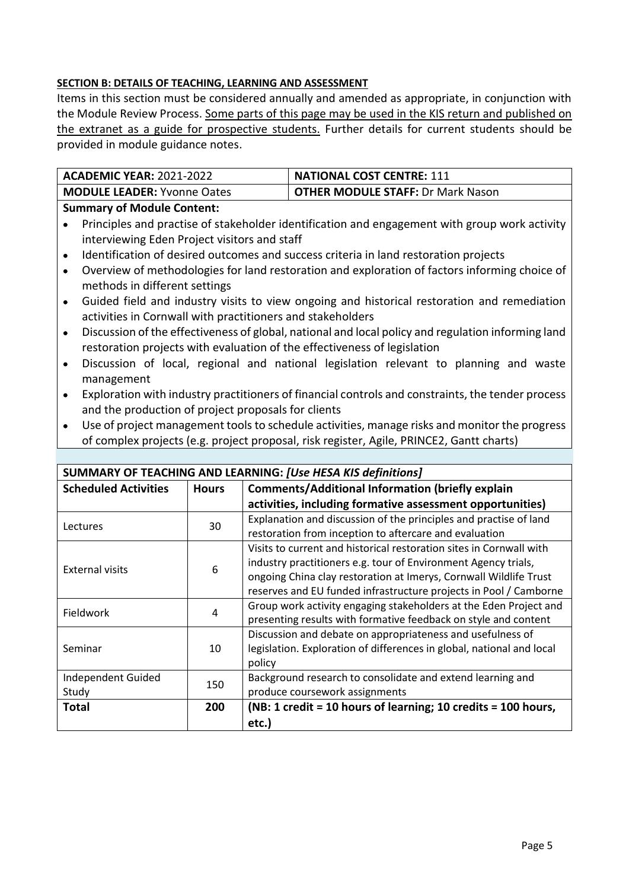**SECTION B: DETAILS OF TEACHING, LEARNING AND ASSESSMENT**

Items in this section must be considered annually and amended as appropriate, in conjunction with the Module Review Process. Some parts of this page may be used in the KIS return and published on the extranet as a guide for prospective students. Further details for current students should be provided in module guidance notes.

| | |
|---|---|
| **ACADEMIC YEAR:** 2021-2022 | **NATIONAL COST CENTRE:** 111 |
| **MODULE LEADER:** Yvonne Oates | **OTHER MODULE STAFF:** Dr Mark Nason |

**Summary of Module Content:**

- Principles and practise of stakeholder identification and engagement with group work activity interviewing Eden Project visitors and staff
- Identification of desired outcomes and success criteria in land restoration projects
- Overview of methodologies for land restoration and exploration of factors informing choice of methods in different settings
- Guided field and industry visits to view ongoing and historical restoration and remediation activities in Cornwall with practitioners and stakeholders
- Discussion of the effectiveness of global, national and local policy and regulation informing land restoration projects with evaluation of the effectiveness of legislation
- Discussion of local, regional and national legislation relevant to planning and waste management
- Exploration with industry practitioners of financial controls and constraints, the tender process and the production of project proposals for clients
- Use of project management tools to schedule activities, manage risks and monitor the progress of complex projects (e.g. project proposal, risk register, Agile, PRINCE2, Gantt charts)

**SUMMARY OF TEACHING AND LEARNING:** *[Use HESA KIS definitions]*

| **Scheduled Activities** | **Hours** | **Comments/Additional Information (briefly explain activities, including formative assessment opportunities)** |
|---|---|---|
| Lectures | 30 | Explanation and discussion of the principles and practise of land restoration from inception to aftercare and evaluation |
| External visits | 6 | Visits to current and historical restoration sites in Cornwall with industry practitioners e.g. tour of Environment Agency trials, ongoing China clay restoration at Imerys, Cornwall Wildlife Trust reserves and EU funded infrastructure projects in Pool / Camborne |
| Fieldwork | 4 | Group work activity engaging stakeholders at the Eden Project and presenting results with formative feedback on style and content |
| Seminar | 10 | Discussion and debate on appropriateness and usefulness of legislation. Exploration of differences in global, national and local policy |
| Independent Guided Study | 150 | Background research to consolidate and extend learning and produce coursework assignments |
| **Total** | **200** | **(NB: 1 credit = 10 hours of learning; 10 credits = 100 hours, etc.)** |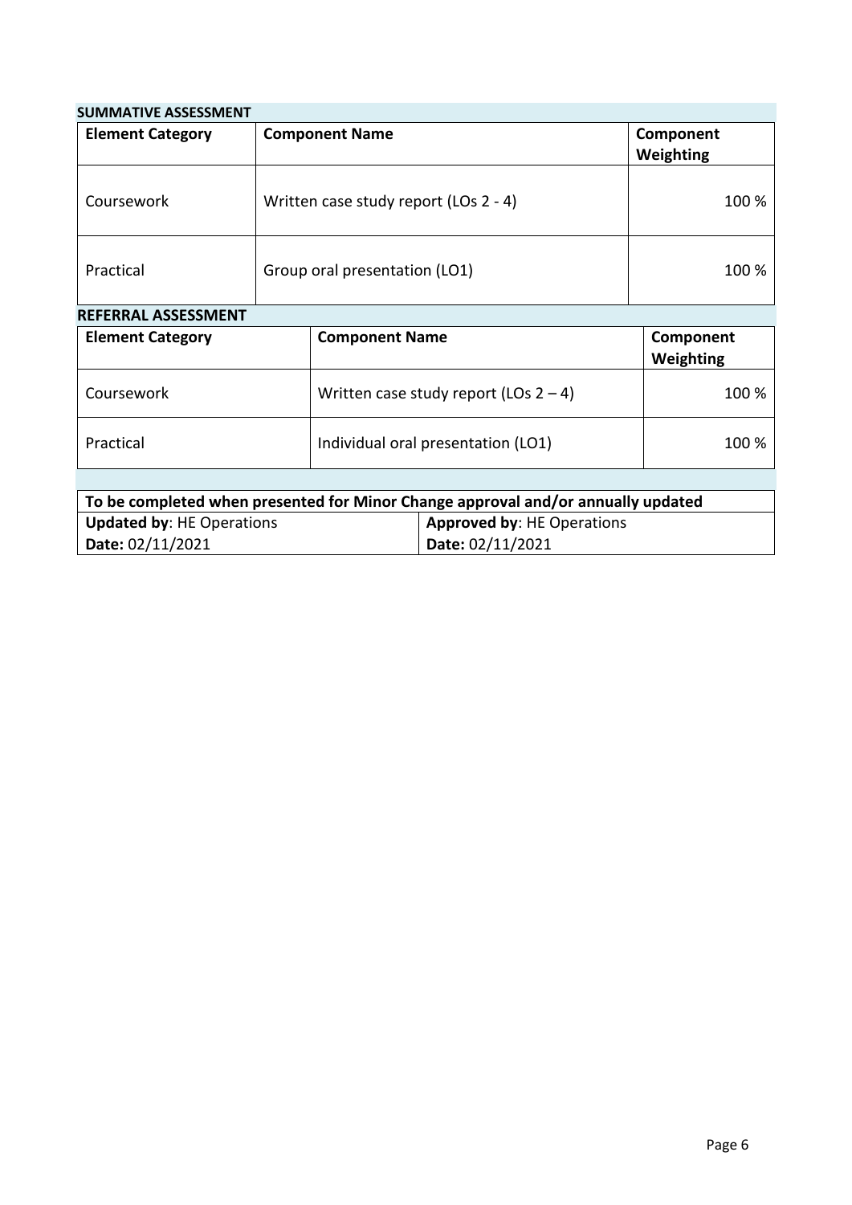**SUMMATIVE ASSESSMENT**

| Element Category | Component Name | Component Weighting |
| --- | --- | --- |
| Coursework | Written case study report (LOs 2 - 4) | 100 % |
| Practical | Group oral presentation (LO1) | 100 % |

**REFERRAL ASSESSMENT**

| Element Category | Component Name | Component Weighting |
| --- | --- | --- |
| Coursework | Written case study report (LOs 2 – 4) | 100 % |
| Practical | Individual oral presentation (LO1) | 100 % |

| To be completed when presented for Minor Change approval and/or annually updated | |
| --- | --- |
| **Updated by**: HE Operations | **Approved by**: HE Operations |
| **Date:** 02/11/2021 | **Date:** 02/11/2021 |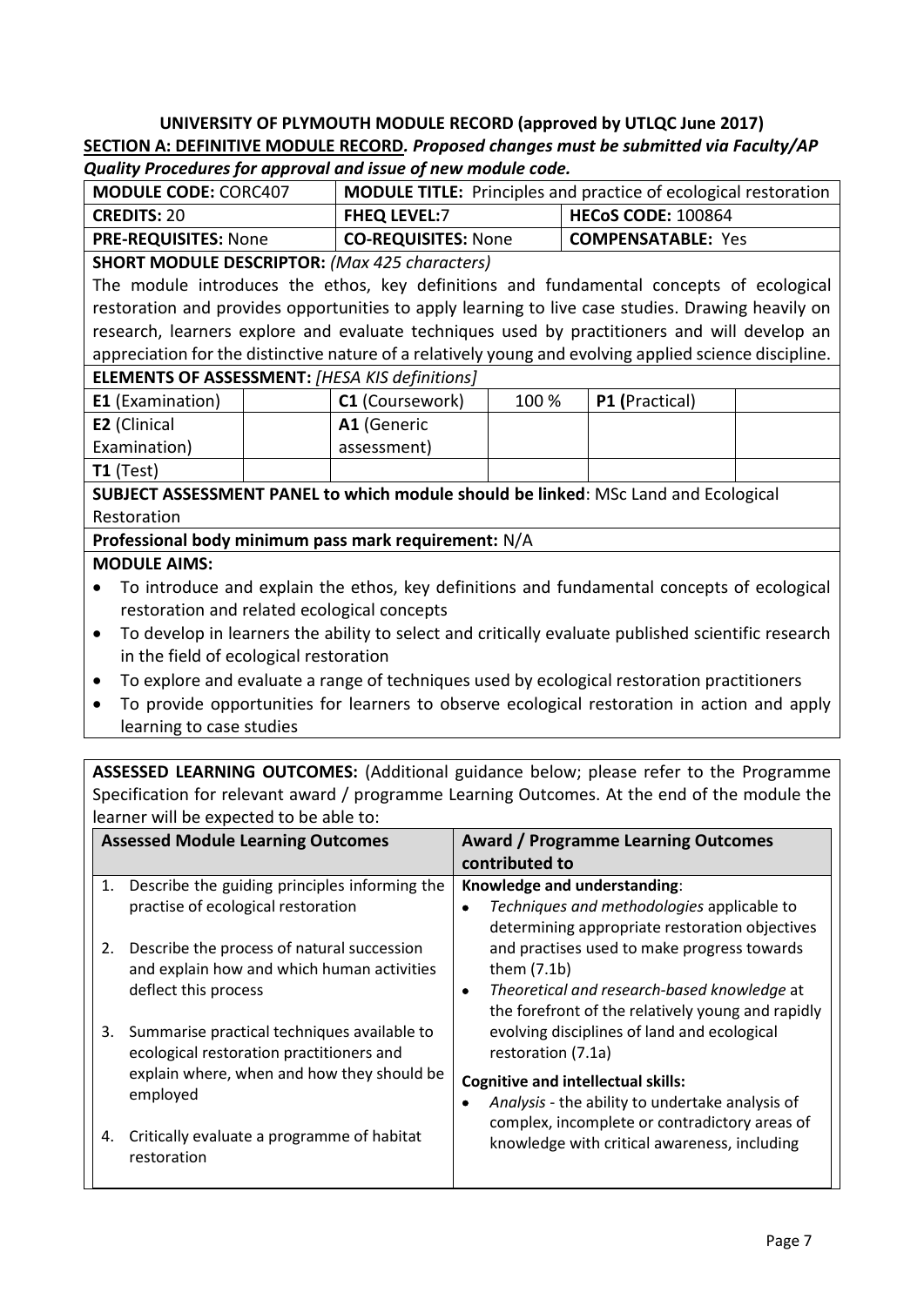**UNIVERSITY OF PLYMOUTH MODULE RECORD (approved by UTLQC June 2017)**

**SECTION A: DEFINITIVE MODULE RECORD.** ***Proposed changes must be submitted via Faculty/AP Quality Procedures for approval and issue of new module code.***

| | | |
|---|---|---|
| **MODULE CODE:** CORC407 | **MODULE TITLE:** Principles and practice of ecological restoration | |
| **CREDITS:** 20 | **FHEQ LEVEL:**7 | **HECoS CODE:** 100864 |
| **PRE-REQUISITES:** None | **CO-REQUISITES:** None | **COMPENSATABLE:** Yes |

**SHORT MODULE DESCRIPTOR:** *(Max 425 characters)*

The module introduces the ethos, key definitions and fundamental concepts of ecological restoration and provides opportunities to apply learning to live case studies. Drawing heavily on research, learners explore and evaluate techniques used by practitioners and will develop an appreciation for the distinctive nature of a relatively young and evolving applied science discipline.

**ELEMENTS OF ASSESSMENT:** *[HESA KIS definitions]*

| | | | | | |
|---|---|---|---|---|---|
| **E1** (Examination) | | **C1** (Coursework) | 100 % | **P1 (**Practical) | |
| **E2** (Clinical Examination) | | **A1** (Generic assessment) | | | |
| **T1** (Test) | | | | | |

**SUBJECT ASSESSMENT PANEL to which module should be linked**: MSc Land and Ecological Restoration

**Professional body minimum pass mark requirement:** N/A

**MODULE AIMS:**

- To introduce and explain the ethos, key definitions and fundamental concepts of ecological restoration and related ecological concepts
- To develop in learners the ability to select and critically evaluate published scientific research in the field of ecological restoration
- To explore and evaluate a range of techniques used by ecological restoration practitioners
- To provide opportunities for learners to observe ecological restoration in action and apply learning to case studies

**ASSESSED LEARNING OUTCOMES:** (Additional guidance below; please refer to the Programme Specification for relevant award / programme Learning Outcomes. At the end of the module the learner will be expected to be able to:

| Assessed Module Learning Outcomes | Award / Programme Learning Outcomes contributed to |
|---|---|
| 1. Describe the guiding principles informing the practise of ecological restoration<br><br>2. Describe the process of natural succession and explain how and which human activities deflect this process<br><br>3. Summarise practical techniques available to ecological restoration practitioners and explain where, when and how they should be employed<br><br>4. Critically evaluate a programme of habitat restoration | **Knowledge and understanding**:<br>• *Techniques and methodologies* applicable to determining appropriate restoration objectives and practises used to make progress towards them (7.1b)<br>• *Theoretical and research-based knowledge* at the forefront of the relatively young and rapidly evolving disciplines of land and ecological restoration (7.1a)<br><br>**Cognitive and intellectual skills:**<br>• *Analysis* - the ability to undertake analysis of complex, incomplete or contradictory areas of knowledge with critical awareness, including |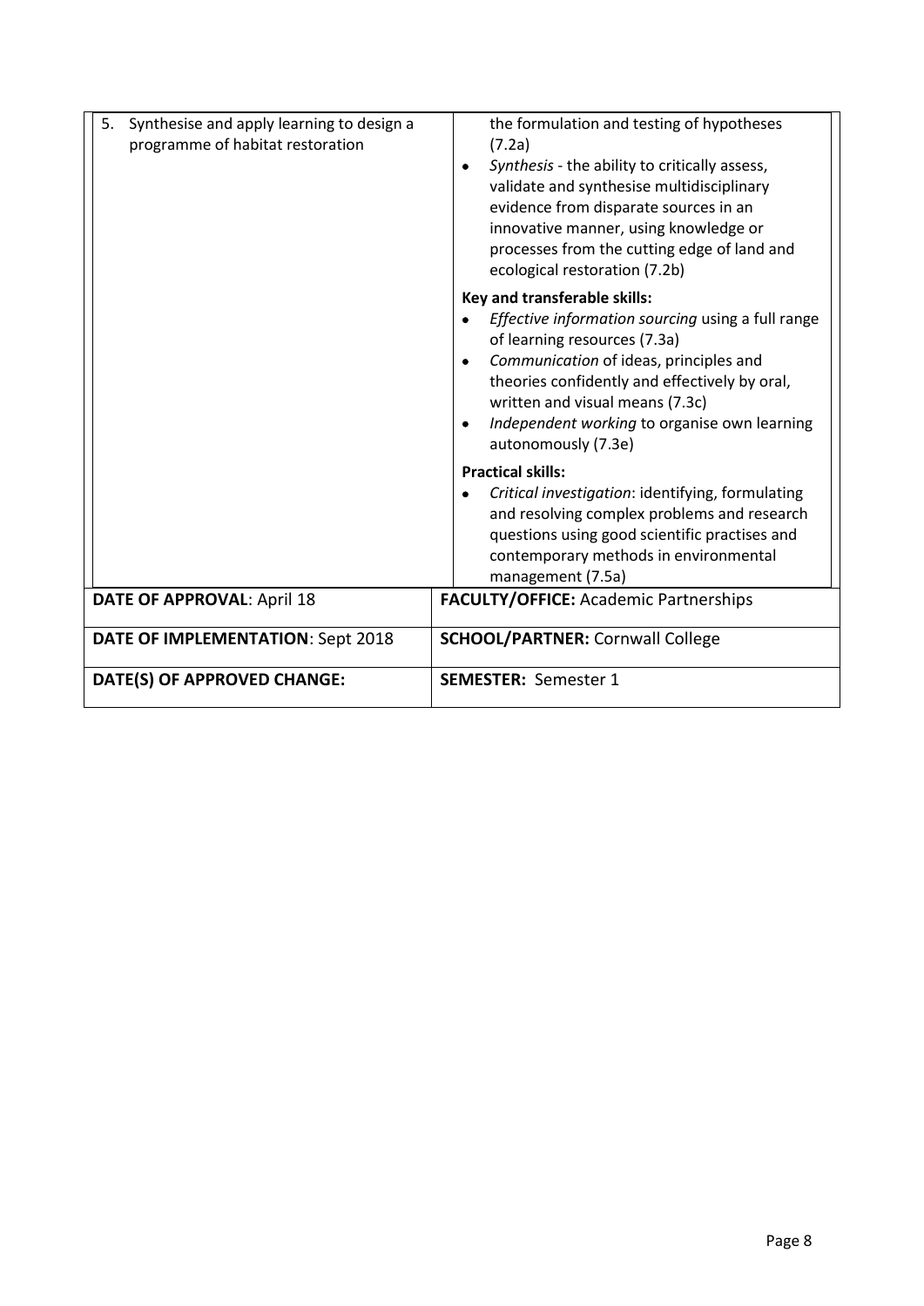| | |
|---|---|
| 5. Synthesise and apply learning to design a programme of habitat restoration | the formulation and testing of hypotheses (7.2a)<br>• *Synthesis* - the ability to critically assess, validate and synthesise multidisciplinary evidence from disparate sources in an innovative manner, using knowledge or processes from the cutting edge of land and ecological restoration (7.2b)<br><br>**Key and transferable skills:**<br>• *Effective information sourcing* using a full range of learning resources (7.3a)<br>• *Communication* of ideas, principles and theories confidently and effectively by oral, written and visual means (7.3c)<br>• *Independent working* to organise own learning autonomously (7.3e)<br><br>**Practical skills:**<br>• *Critical investigation*: identifying, formulating and resolving complex problems and research questions using good scientific practises and contemporary methods in environmental management (7.5a) |

| | |
|---|---|
| **DATE OF APPROVAL**: April 18 | **FACULTY/OFFICE:** Academic Partnerships |
| **DATE OF IMPLEMENTATION**: Sept 2018 | **SCHOOL/PARTNER:** Cornwall College |
| **DATE(S) OF APPROVED CHANGE:** | **SEMESTER:** Semester 1 |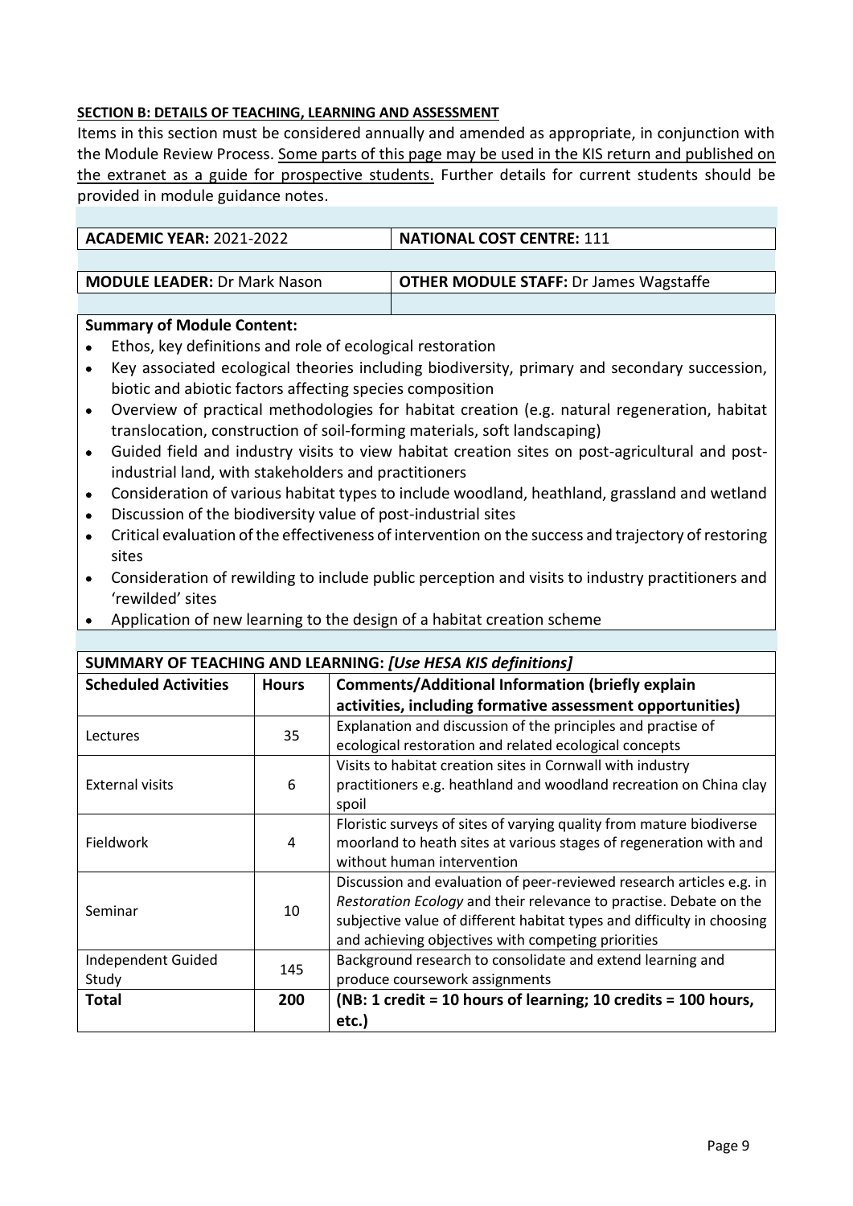**SECTION B: DETAILS OF TEACHING, LEARNING AND ASSESSMENT**

Items in this section must be considered annually and amended as appropriate, in conjunction with the Module Review Process. Some parts of this page may be used in the KIS return and published on the extranet as a guide for prospective students. Further details for current students should be provided in module guidance notes.

| | |
|---|---|
| **ACADEMIC YEAR:** 2021-2022 | **NATIONAL COST CENTRE:** 111 |
| **MODULE LEADER:** Dr Mark Nason | **OTHER MODULE STAFF:** Dr James Wagstaffe |

**Summary of Module Content:**

- Ethos, key definitions and role of ecological restoration
- Key associated ecological theories including biodiversity, primary and secondary succession, biotic and abiotic factors affecting species composition
- Overview of practical methodologies for habitat creation (e.g. natural regeneration, habitat translocation, construction of soil-forming materials, soft landscaping)
- Guided field and industry visits to view habitat creation sites on post-agricultural and post-industrial land, with stakeholders and practitioners
- Consideration of various habitat types to include woodland, heathland, grassland and wetland
- Discussion of the biodiversity value of post-industrial sites
- Critical evaluation of the effectiveness of intervention on the success and trajectory of restoring sites
- Consideration of rewilding to include public perception and visits to industry practitioners and 'rewilded' sites
- Application of new learning to the design of a habitat creation scheme

**SUMMARY OF TEACHING AND LEARNING:** *[Use HESA KIS definitions]*

| **Scheduled Activities** | **Hours** | **Comments/Additional Information (briefly explain activities, including formative assessment opportunities)** |
|---|---|---|
| Lectures | 35 | Explanation and discussion of the principles and practise of ecological restoration and related ecological concepts |
| External visits | 6 | Visits to habitat creation sites in Cornwall with industry practitioners e.g. heathland and woodland recreation on China clay spoil |
| Fieldwork | 4 | Floristic surveys of sites of varying quality from mature biodiverse moorland to heath sites at various stages of regeneration with and without human intervention |
| Seminar | 10 | Discussion and evaluation of peer-reviewed research articles e.g. in *Restoration Ecology* and their relevance to practise. Debate on the subjective value of different habitat types and difficulty in choosing and achieving objectives with competing priorities |
| Independent Guided Study | 145 | Background research to consolidate and extend learning and produce coursework assignments |
| **Total** | **200** | **(NB: 1 credit = 10 hours of learning; 10 credits = 100 hours, etc.)** |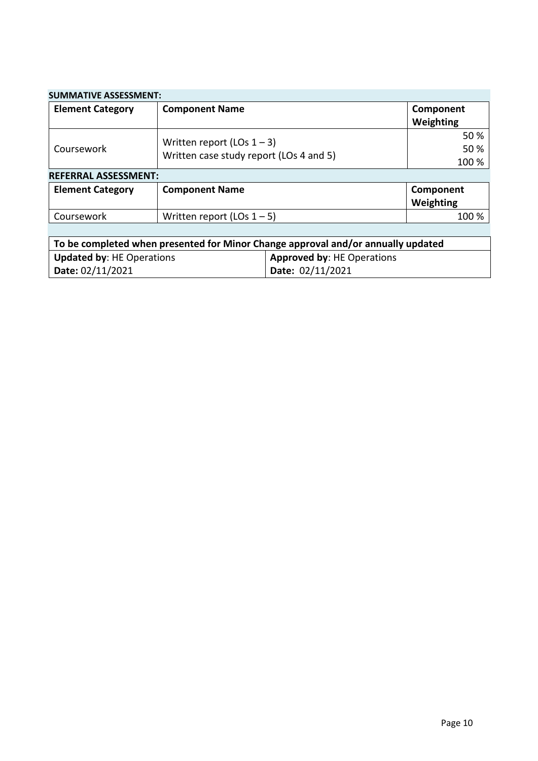**SUMMATIVE ASSESSMENT:**

| Element Category | Component Name | Component Weighting |
| --- | --- | --- |
| Coursework | Written report (LOs 1 – 3)<br>Written case study report (LOs 4 and 5) | 50 %<br>50 %<br>100 % |

**REFERRAL ASSESSMENT:**

| Element Category | Component Name | Component Weighting |
| --- | --- | --- |
| Coursework | Written report (LOs 1 – 5) | 100 % |

| To be completed when presented for Minor Change approval and/or annually updated | |
| --- | --- |
| **Updated by**: HE Operations<br>**Date:** 02/11/2021 | **Approved by**: HE Operations<br>**Date:** 02/11/2021 |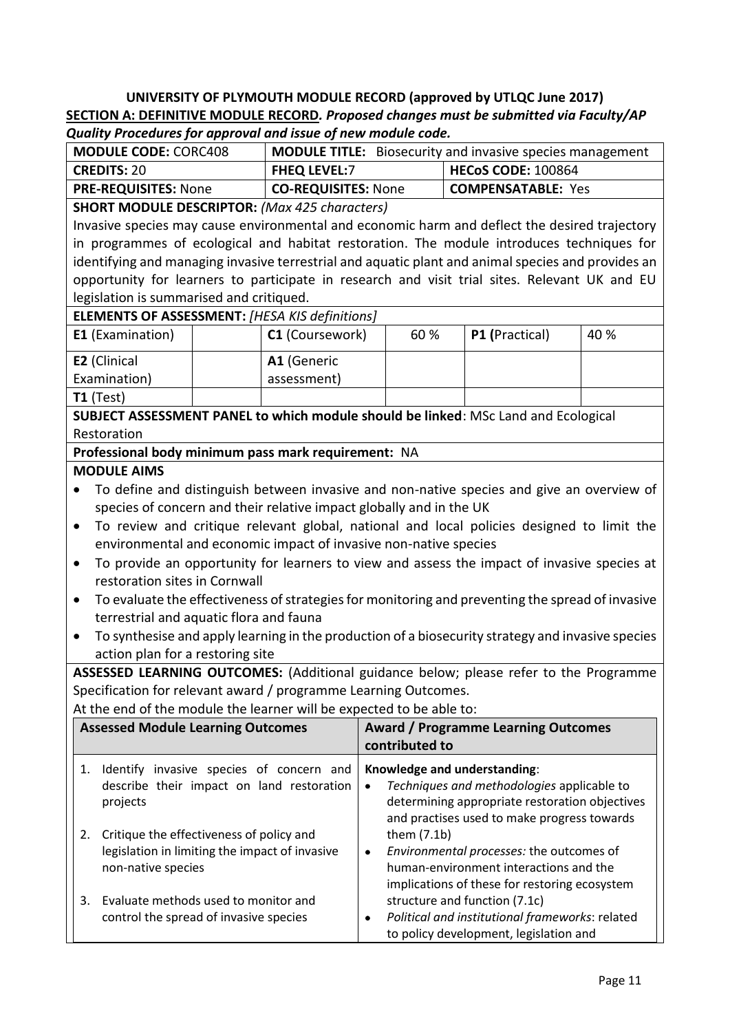**UNIVERSITY OF PLYMOUTH MODULE RECORD (approved by UTLQC June 2017)**

**SECTION A: DEFINITIVE MODULE RECORD.** ***Proposed changes must be submitted via Faculty/AP Quality Procedures for approval and issue of new module code.***

| | | |
|---|---|---|
| **MODULE CODE:** CORC408 | **MODULE TITLE:** Biosecurity and invasive species management | |
| **CREDITS:** 20 | **FHEQ LEVEL:**7 | **HECoS CODE:** 100864 |
| **PRE-REQUISITES:** None | **CO-REQUISITES:** None | **COMPENSATABLE:** Yes |

**SHORT MODULE DESCRIPTOR:** *(Max 425 characters)*

Invasive species may cause environmental and economic harm and deflect the desired trajectory in programmes of ecological and habitat restoration. The module introduces techniques for identifying and managing invasive terrestrial and aquatic plant and animal species and provides an opportunity for learners to participate in research and visit trial sites. Relevant UK and EU legislation is summarised and critiqued.

**ELEMENTS OF ASSESSMENT:** *[HESA KIS definitions]*

| | | | | | |
|---|---|---|---|---|---|
| **E1** (Examination) | | **C1** (Coursework) | 60 % | **P1 (**Practical) | 40 % |
| **E2** (Clinical Examination) | | **A1** (Generic assessment) | | | |
| **T1** (Test) | | | | | |

**SUBJECT ASSESSMENT PANEL to which module should be linked**: MSc Land and Ecological Restoration

**Professional body minimum pass mark requirement:** NA

**MODULE AIMS**

- To define and distinguish between invasive and non-native species and give an overview of species of concern and their relative impact globally and in the UK
- To review and critique relevant global, national and local policies designed to limit the environmental and economic impact of invasive non-native species
- To provide an opportunity for learners to view and assess the impact of invasive species at restoration sites in Cornwall
- To evaluate the effectiveness of strategies for monitoring and preventing the spread of invasive terrestrial and aquatic flora and fauna
- To synthesise and apply learning in the production of a biosecurity strategy and invasive species action plan for a restoring site

**ASSESSED LEARNING OUTCOMES:** (Additional guidance below; please refer to the Programme Specification for relevant award / programme Learning Outcomes.

At the end of the module the learner will be expected to be able to:

| **Assessed Module Learning Outcomes** | **Award / Programme Learning Outcomes contributed to** |
|---|---|
| 1. Identify invasive species of concern and describe their impact on land restoration projects<br><br>2. Critique the effectiveness of policy and legislation in limiting the impact of invasive non-native species<br><br>3. Evaluate methods used to monitor and control the spread of invasive species | **Knowledge and understanding**:<br>• *Techniques and methodologies* applicable to determining appropriate restoration objectives and practises used to make progress towards them (7.1b)<br>• *Environmental processes:* the outcomes of human-environment interactions and the implications of these for restoring ecosystem structure and function (7.1c)<br>• *Political and institutional frameworks*: related to policy development, legislation and |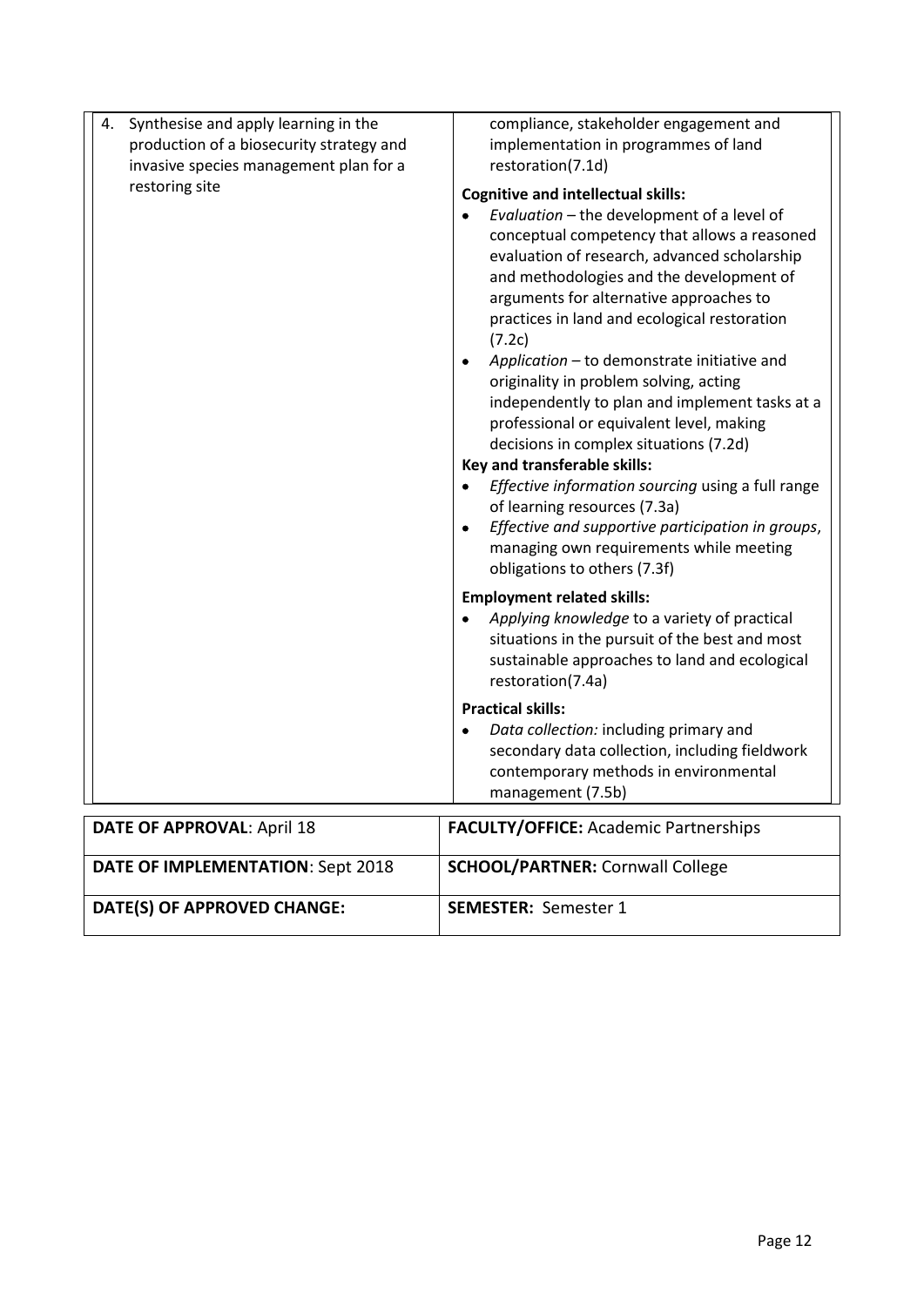| | |
|---|---|
| 4. Synthesise and apply learning in the production of a biosecurity strategy and invasive species management plan for a restoring site | compliance, stakeholder engagement and implementation in programmes of land restoration(7.1d)<br><br>**Cognitive and intellectual skills:**<br>• *Evaluation* – the development of a level of conceptual competency that allows a reasoned evaluation of research, advanced scholarship and methodologies and the development of arguments for alternative approaches to practices in land and ecological restoration (7.2c)<br>• *Application* – to demonstrate initiative and originality in problem solving, acting independently to plan and implement tasks at a professional or equivalent level, making decisions in complex situations (7.2d)<br><br>**Key and transferable skills:**<br>• *Effective information sourcing* using a full range of learning resources (7.3a)<br>• *Effective and supportive participation in groups*, managing own requirements while meeting obligations to others (7.3f)<br><br>**Employment related skills:**<br>• *Applying knowledge* to a variety of practical situations in the pursuit of the best and most sustainable approaches to land and ecological restoration(7.4a)<br><br>**Practical skills:**<br>• *Data collection:* including primary and secondary data collection, including fieldwork contemporary methods in environmental management (7.5b) |

| | |
|---|---|
| **DATE OF APPROVAL**: April 18 | **FACULTY/OFFICE:** Academic Partnerships |
| **DATE OF IMPLEMENTATION**: Sept 2018 | **SCHOOL/PARTNER:** Cornwall College |
| **DATE(S) OF APPROVED CHANGE:** | **SEMESTER:** Semester 1 |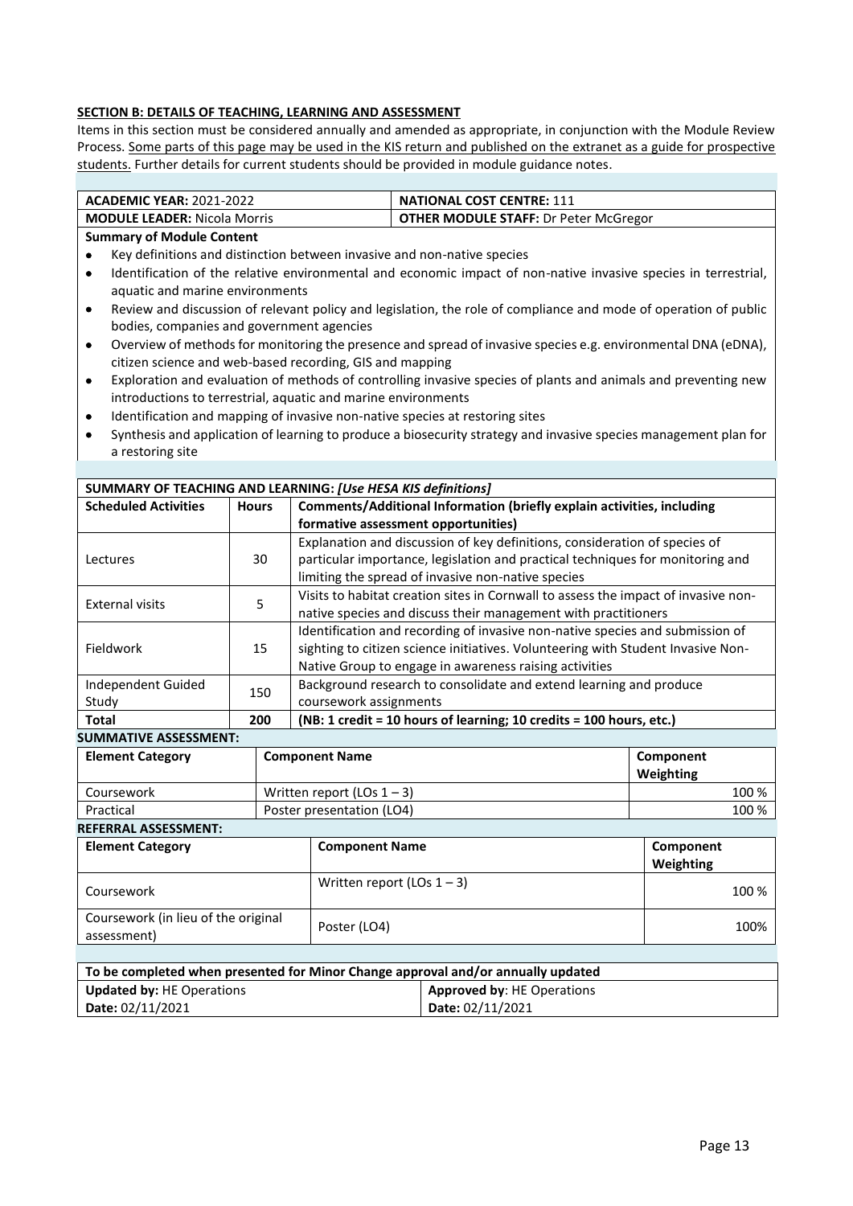**SECTION B: DETAILS OF TEACHING, LEARNING AND ASSESSMENT**

Items in this section must be considered annually and amended as appropriate, in conjunction with the Module Review Process. Some parts of this page may be used in the KIS return and published on the extranet as a guide for prospective students. Further details for current students should be provided in module guidance notes.

| | |
|---|---|
| **ACADEMIC YEAR:** 2021-2022 | **NATIONAL COST CENTRE:** 111 |
| **MODULE LEADER:** Nicola Morris | **OTHER MODULE STAFF:** Dr Peter McGregor |

**Summary of Module Content**

- Key definitions and distinction between invasive and non-native species
- Identification of the relative environmental and economic impact of non-native invasive species in terrestrial, aquatic and marine environments
- Review and discussion of relevant policy and legislation, the role of compliance and mode of operation of public bodies, companies and government agencies
- Overview of methods for monitoring the presence and spread of invasive species e.g. environmental DNA (eDNA), citizen science and web-based recording, GIS and mapping
- Exploration and evaluation of methods of controlling invasive species of plants and animals and preventing new introductions to terrestrial, aquatic and marine environments
- Identification and mapping of invasive non-native species at restoring sites
- Synthesis and application of learning to produce a biosecurity strategy and invasive species management plan for a restoring site

**SUMMARY OF TEACHING AND LEARNING:** ***[Use HESA KIS definitions]***

| **Scheduled Activities** | **Hours** | **Comments/Additional Information (briefly explain activities, including formative assessment opportunities)** |
|---|---|---|
| Lectures | 30 | Explanation and discussion of key definitions, consideration of species of particular importance, legislation and practical techniques for monitoring and limiting the spread of invasive non-native species |
| External visits | 5 | Visits to habitat creation sites in Cornwall to assess the impact of invasive non-native species and discuss their management with practitioners |
| Fieldwork | 15 | Identification and recording of invasive non-native species and submission of sighting to citizen science initiatives. Volunteering with Student Invasive Non-Native Group to engage in awareness raising activities |
| Independent Guided Study | 150 | Background research to consolidate and extend learning and produce coursework assignments |
| **Total** | **200** | **(NB: 1 credit = 10 hours of learning; 10 credits = 100 hours, etc.)** |

**SUMMATIVE ASSESSMENT:**

| **Element Category** | **Component Name** | **Component Weighting** |
|---|---|---|
| Coursework | Written report (LOs 1 – 3) | 100 % |
| Practical | Poster presentation (LO4) | 100 % |

**REFERRAL ASSESSMENT:**

| **Element Category** | **Component Name** | **Component Weighting** |
|---|---|---|
| Coursework | Written report (LOs 1 – 3) | 100 % |
| Coursework (in lieu of the original assessment) | Poster (LO4) | 100% |

| **To be completed when presented for Minor Change approval and/or annually updated** | |
|---|---|
| **Updated by:** HE Operations<br>**Date:** 02/11/2021 | **Approved by**: HE Operations<br>**Date:** 02/11/2021 |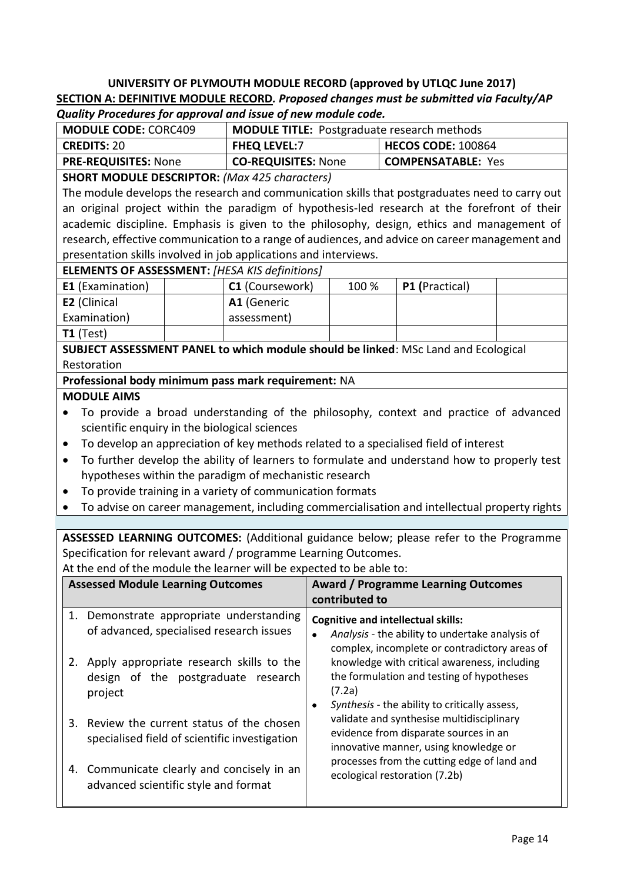**UNIVERSITY OF PLYMOUTH MODULE RECORD (approved by UTLQC June 2017)**

**SECTION A: DEFINITIVE MODULE RECORD**. ***Proposed changes must be submitted via Faculty/AP Quality Procedures for approval and issue of new module code.***

| | | |
|---|---|---|
| **MODULE CODE:** CORC409 | **MODULE TITLE:** Postgraduate research methods | |
| **CREDITS:** 20 | **FHEQ LEVEL:**7 | **HECOS CODE:** 100864 |
| **PRE-REQUISITES:** None | **CO-REQUISITES:** None | **COMPENSATABLE:** Yes |

**SHORT MODULE DESCRIPTOR:** *(Max 425 characters)*

The module develops the research and communication skills that postgraduates need to carry out an original project within the paradigm of hypothesis-led research at the forefront of their academic discipline. Emphasis is given to the philosophy, design, ethics and management of research, effective communication to a range of audiences, and advice on career management and presentation skills involved in job applications and interviews.

**ELEMENTS OF ASSESSMENT:** *[HESA KIS definitions]*

| | | | | | |
|---|---|---|---|---|---|
| **E1** (Examination) | | **C1** (Coursework) | 100 % | **P1 (**Practical) | |
| **E2** (Clinical Examination) | | **A1** (Generic assessment) | | | |
| **T1** (Test) | | | | | |

**SUBJECT ASSESSMENT PANEL to which module should be linked**: MSc Land and Ecological Restoration

**Professional body minimum pass mark requirement:** NA

**MODULE AIMS**

- To provide a broad understanding of the philosophy, context and practice of advanced scientific enquiry in the biological sciences
- To develop an appreciation of key methods related to a specialised field of interest
- To further develop the ability of learners to formulate and understand how to properly test hypotheses within the paradigm of mechanistic research
- To provide training in a variety of communication formats
- To advise on career management, including commercialisation and intellectual property rights

**ASSESSED LEARNING OUTCOMES:** (Additional guidance below; please refer to the Programme Specification for relevant award / programme Learning Outcomes.

At the end of the module the learner will be expected to be able to:

| Assessed Module Learning Outcomes | Award / Programme Learning Outcomes contributed to |
|---|---|
| 1. Demonstrate appropriate understanding of advanced, specialised research issues<br>2. Apply appropriate research skills to the design of the postgraduate research project<br>3. Review the current status of the chosen specialised field of scientific investigation<br>4. Communicate clearly and concisely in an advanced scientific style and format | **Cognitive and intellectual skills:**<br>• *Analysis* - the ability to undertake analysis of complex, incomplete or contradictory areas of knowledge with critical awareness, including the formulation and testing of hypotheses (7.2a)<br>• *Synthesis* - the ability to critically assess, validate and synthesise multidisciplinary evidence from disparate sources in an innovative manner, using knowledge or processes from the cutting edge of land and ecological restoration (7.2b) |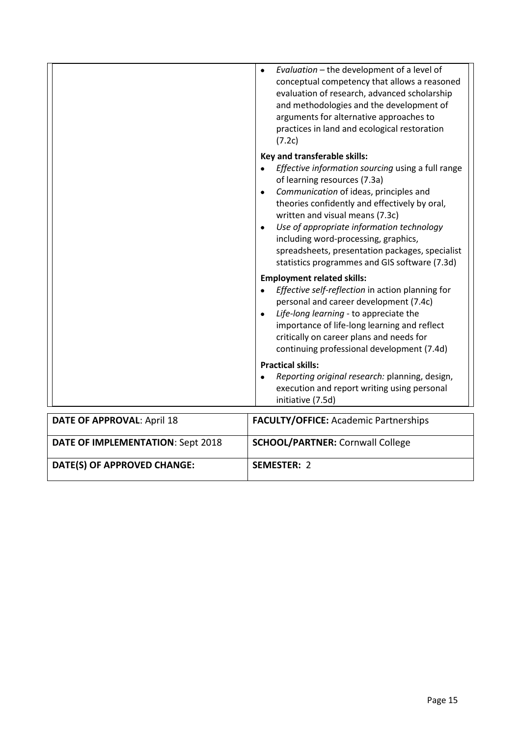| | |
|---|---|
| | - *Evaluation* – the development of a level of conceptual competency that allows a reasoned evaluation of research, advanced scholarship and methodologies and the development of arguments for alternative approaches to practices in land and ecological restoration (7.2c)<br><br>**Key and transferable skills:**<br>- *Effective information sourcing* using a full range of learning resources (7.3a)<br>- *Communication* of ideas, principles and theories confidently and effectively by oral, written and visual means (7.3c)<br>- *Use of appropriate information technology* including word-processing, graphics, spreadsheets, presentation packages, specialist statistics programmes and GIS software (7.3d)<br><br>**Employment related skills:**<br>- *Effective self-reflection* in action planning for personal and career development (7.4c)<br>- *Life-long learning* - to appreciate the importance of life-long learning and reflect critically on career plans and needs for continuing professional development (7.4d)<br><br>**Practical skills:**<br>- *Reporting original research:* planning, design, execution and report writing using personal initiative (7.5d) |

| | |
|---|---|
| **DATE OF APPROVAL**: April 18 | **FACULTY/OFFICE:** Academic Partnerships |
| **DATE OF IMPLEMENTATION**: Sept 2018 | **SCHOOL/PARTNER:** Cornwall College |
| **DATE(S) OF APPROVED CHANGE:** | **SEMESTER:** 2 |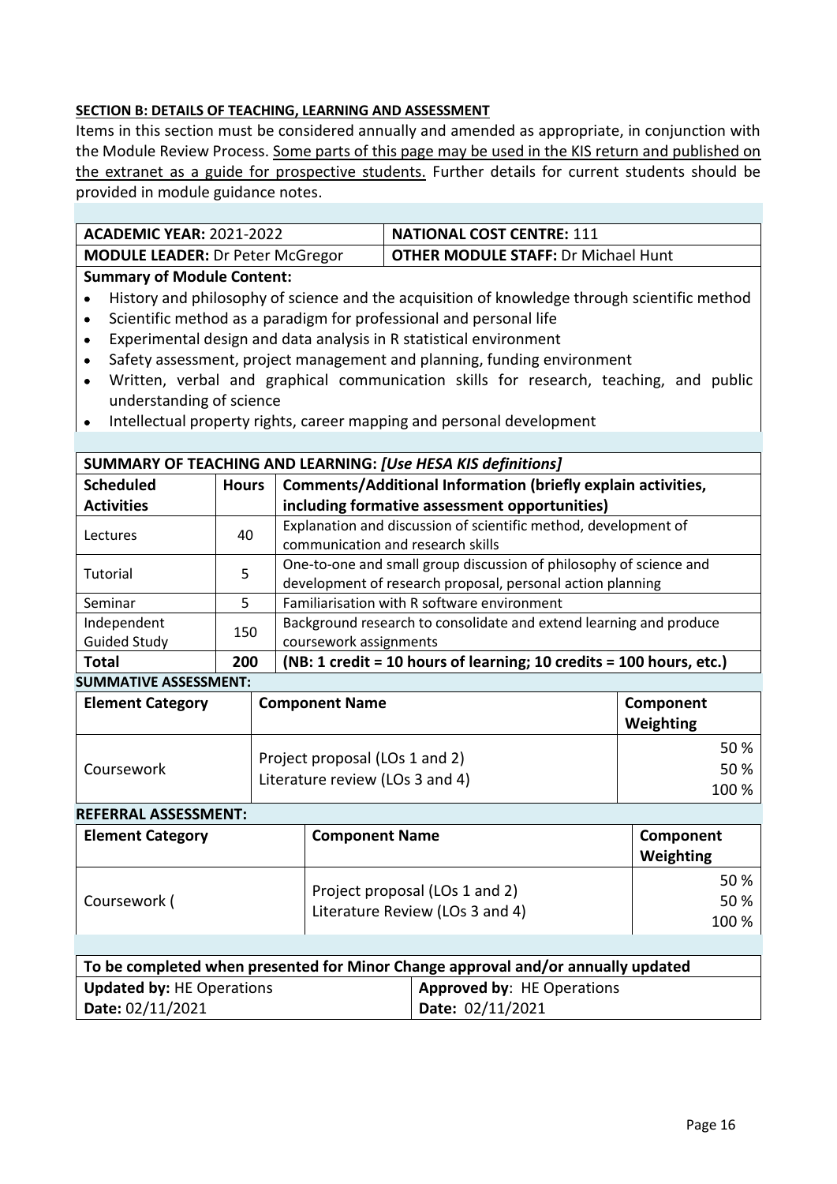**SECTION B: DETAILS OF TEACHING, LEARNING AND ASSESSMENT**

Items in this section must be considered annually and amended as appropriate, in conjunction with the Module Review Process. Some parts of this page may be used in the KIS return and published on the extranet as a guide for prospective students. Further details for current students should be provided in module guidance notes.

| | |
|---|---|
| **ACADEMIC YEAR:** 2021-2022 | **NATIONAL COST CENTRE:** 111 |
| **MODULE LEADER:** Dr Peter McGregor | **OTHER MODULE STAFF:** Dr Michael Hunt |

**Summary of Module Content:**

- History and philosophy of science and the acquisition of knowledge through scientific method
- Scientific method as a paradigm for professional and personal life
- Experimental design and data analysis in R statistical environment
- Safety assessment, project management and planning, funding environment
- Written, verbal and graphical communication skills for research, teaching, and public understanding of science
- Intellectual property rights, career mapping and personal development

**SUMMARY OF TEACHING AND LEARNING:** ***[Use HESA KIS definitions]***

| Scheduled Activities | Hours | Comments/Additional Information (briefly explain activities, including formative assessment opportunities) |
|---|---|---|
| Lectures | 40 | Explanation and discussion of scientific method, development of communication and research skills |
| Tutorial | 5 | One-to-one and small group discussion of philosophy of science and development of research proposal, personal action planning |
| Seminar | 5 | Familiarisation with R software environment |
| Independent Guided Study | 150 | Background research to consolidate and extend learning and produce coursework assignments |
| **Total** | **200** | **(NB: 1 credit = 10 hours of learning; 10 credits = 100 hours, etc.)** |

**SUMMATIVE ASSESSMENT:**

| Element Category | Component Name | Component Weighting |
|---|---|---|
| Coursework | Project proposal (LOs 1 and 2)<br>Literature review (LOs 3 and 4) | 50 %<br>50 %<br>100 % |

**REFERRAL ASSESSMENT:**

| Element Category | Component Name | Component Weighting |
|---|---|---|
| Coursework ( | Project proposal (LOs 1 and 2)<br>Literature Review (LOs 3 and 4) | 50 %<br>50 %<br>100 % |

| To be completed when presented for Minor Change approval and/or annually updated | |
|---|---|
| **Updated by:** HE Operations<br>**Date:** 02/11/2021 | **Approved by**: HE Operations<br>**Date:** 02/11/2021 |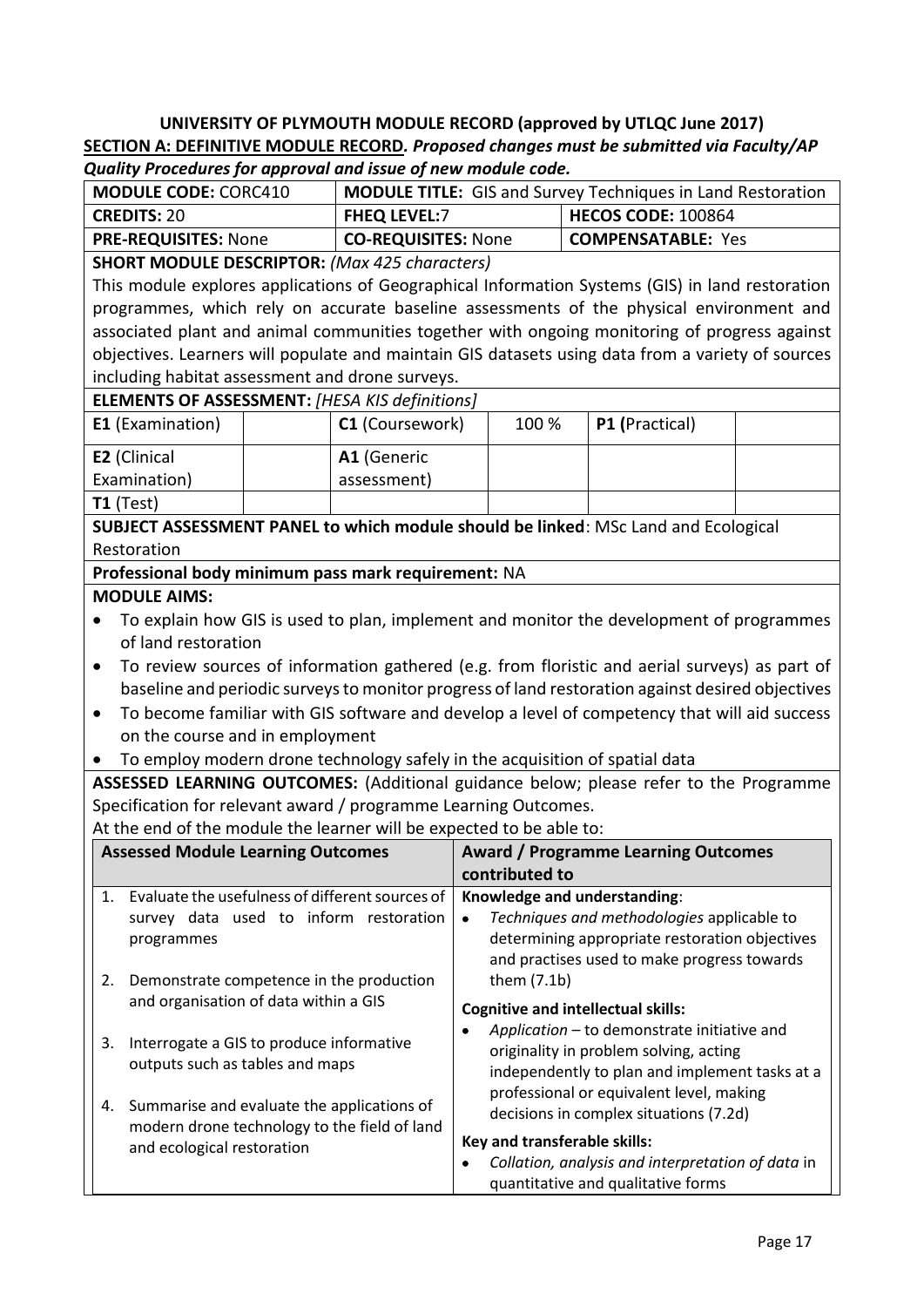**UNIVERSITY OF PLYMOUTH MODULE RECORD (approved by UTLQC June 2017)**

**SECTION A: DEFINITIVE MODULE RECORD**. ***Proposed changes must be submitted via Faculty/AP Quality Procedures for approval and issue of new module code.***

| | | |
|---|---|---|
| **MODULE CODE:** CORC410 | **MODULE TITLE:** GIS and Survey Techniques in Land Restoration | |
| **CREDITS:** 20 | **FHEQ LEVEL:**7 | **HECOS CODE:** 100864 |
| **PRE-REQUISITES:** None | **CO-REQUISITES:** None | **COMPENSATABLE:** Yes |

**SHORT MODULE DESCRIPTOR:** *(Max 425 characters)*

This module explores applications of Geographical Information Systems (GIS) in land restoration programmes, which rely on accurate baseline assessments of the physical environment and associated plant and animal communities together with ongoing monitoring of progress against objectives. Learners will populate and maintain GIS datasets using data from a variety of sources including habitat assessment and drone surveys.

**ELEMENTS OF ASSESSMENT:** *[HESA KIS definitions]*

| | | | | | |
|---|---|---|---|---|---|
| **E1** (Examination) | | **C1** (Coursework) | 100 % | **P1** (Practical) | |
| **E2** (Clinical Examination) | | **A1** (Generic assessment) | | | |
| **T1** (Test) | | | | | |

**SUBJECT ASSESSMENT PANEL to which module should be linked**: MSc Land and Ecological Restoration

**Professional body minimum pass mark requirement:** NA

**MODULE AIMS:**

- To explain how GIS is used to plan, implement and monitor the development of programmes of land restoration
- To review sources of information gathered (e.g. from floristic and aerial surveys) as part of baseline and periodic surveys to monitor progress of land restoration against desired objectives
- To become familiar with GIS software and develop a level of competency that will aid success on the course and in employment
- To employ modern drone technology safely in the acquisition of spatial data

**ASSESSED LEARNING OUTCOMES:** (Additional guidance below; please refer to the Programme Specification for relevant award / programme Learning Outcomes.

At the end of the module the learner will be expected to be able to:

| **Assessed Module Learning Outcomes** | **Award / Programme Learning Outcomes contributed to** |
|---|---|
| 1. Evaluate the usefulness of different sources of survey data used to inform restoration programmes<br><br>2. Demonstrate competence in the production and organisation of data within a GIS<br><br>3. Interrogate a GIS to produce informative outputs such as tables and maps<br><br>4. Summarise and evaluate the applications of modern drone technology to the field of land and ecological restoration | **Knowledge and understanding**:<br>• *Techniques and methodologies* applicable to determining appropriate restoration objectives and practises used to make progress towards them (7.1b)<br><br>**Cognitive and intellectual skills:**<br>• *Application* – to demonstrate initiative and originality in problem solving, acting independently to plan and implement tasks at a professional or equivalent level, making decisions in complex situations (7.2d)<br><br>**Key and transferable skills:**<br>• *Collation, analysis and interpretation of data* in quantitative and qualitative forms |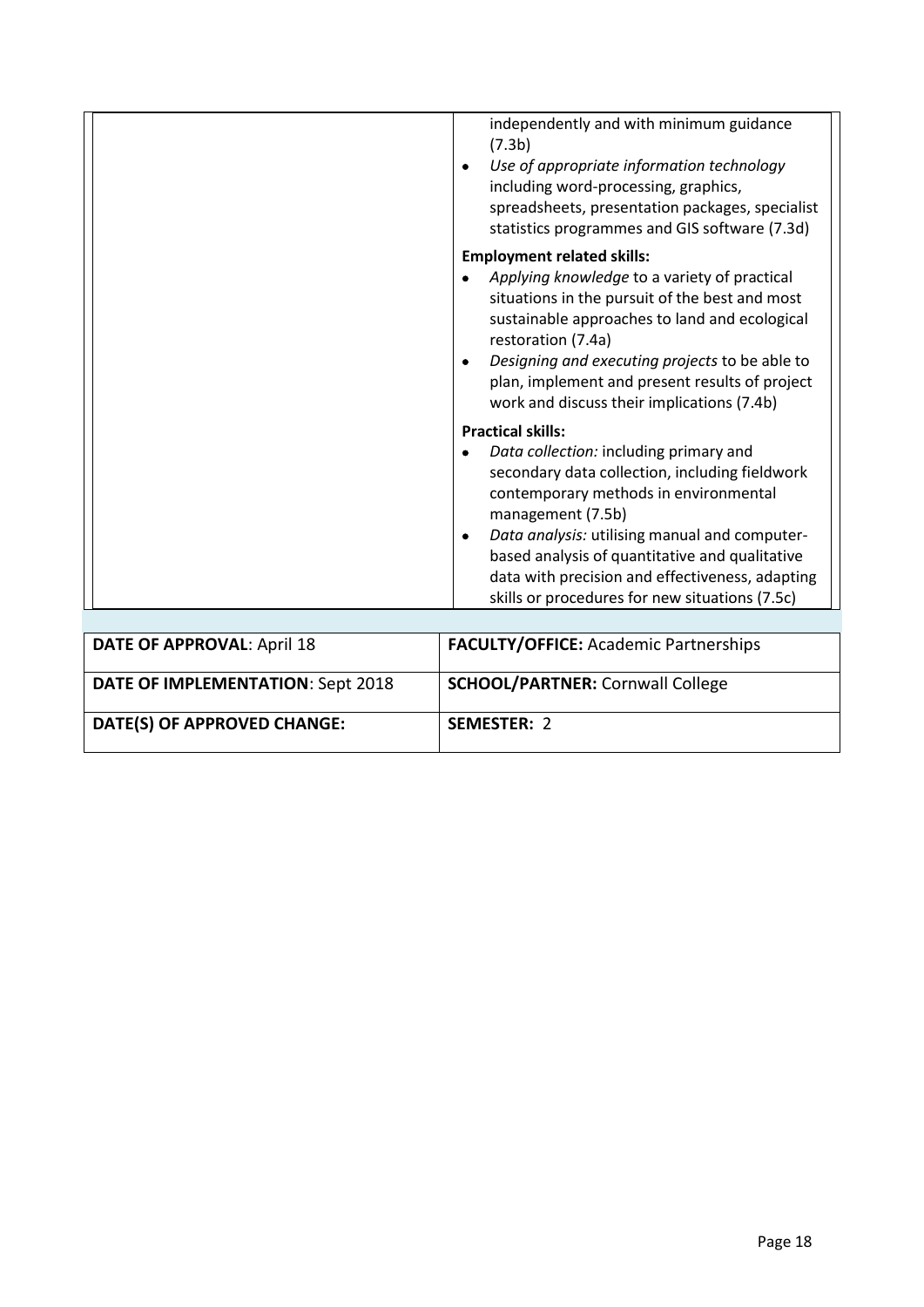| | |
|---|---|
| | independently and with minimum guidance (7.3b)<br>• *Use of appropriate information technology* including word-processing, graphics, spreadsheets, presentation packages, specialist statistics programmes and GIS software (7.3d)<br><br>**Employment related skills:**<br>• *Applying knowledge* to a variety of practical situations in the pursuit of the best and most sustainable approaches to land and ecological restoration (7.4a)<br>• *Designing and executing projects* to be able to plan, implement and present results of project work and discuss their implications (7.4b)<br><br>**Practical skills:**<br>• *Data collection:* including primary and secondary data collection, including fieldwork contemporary methods in environmental management (7.5b)<br>• *Data analysis:* utilising manual and computer-based analysis of quantitative and qualitative data with precision and effectiveness, adapting skills or procedures for new situations (7.5c) |

| | |
|---|---|
| **DATE OF APPROVAL**: April 18 | **FACULTY/OFFICE:** Academic Partnerships |
| **DATE OF IMPLEMENTATION**: Sept 2018 | **SCHOOL/PARTNER:** Cornwall College |
| **DATE(S) OF APPROVED CHANGE:** | **SEMESTER:** 2 |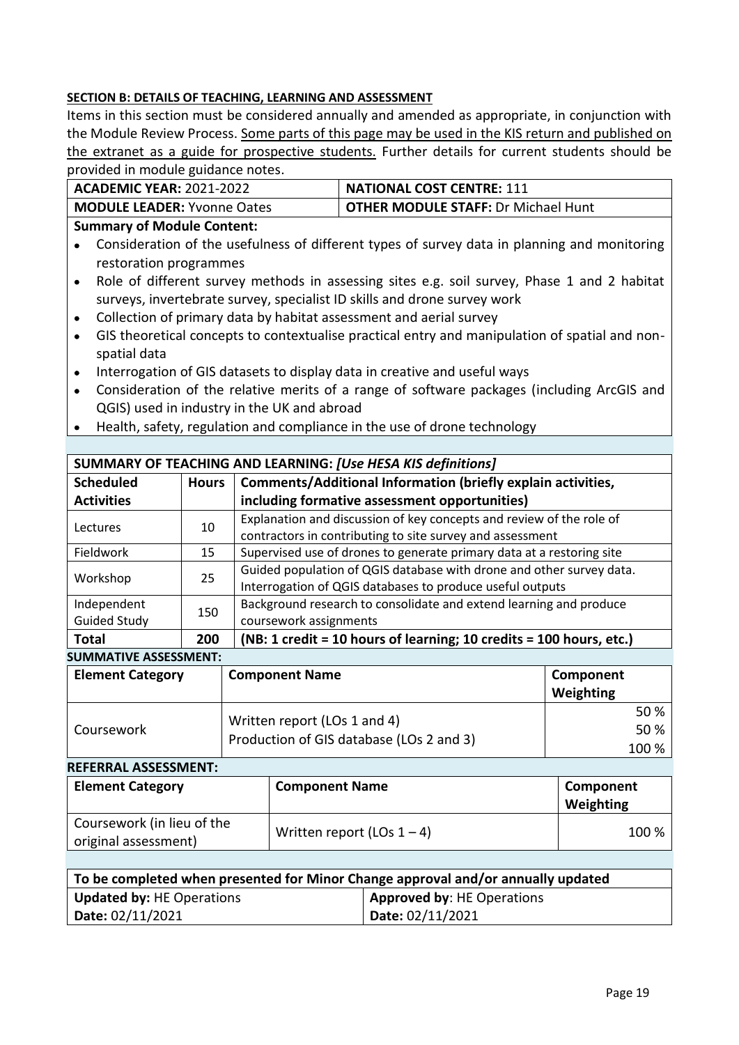**SECTION B: DETAILS OF TEACHING, LEARNING AND ASSESSMENT**

Items in this section must be considered annually and amended as appropriate, in conjunction with the Module Review Process. Some parts of this page may be used in the KIS return and published on the extranet as a guide for prospective students. Further details for current students should be provided in module guidance notes.

| | |
|---|---|
| **ACADEMIC YEAR:** 2021-2022 | **NATIONAL COST CENTRE:** 111 |
| **MODULE LEADER:** Yvonne Oates | **OTHER MODULE STAFF:** Dr Michael Hunt |

**Summary of Module Content:**

- Consideration of the usefulness of different types of survey data in planning and monitoring restoration programmes
- Role of different survey methods in assessing sites e.g. soil survey, Phase 1 and 2 habitat surveys, invertebrate survey, specialist ID skills and drone survey work
- Collection of primary data by habitat assessment and aerial survey
- GIS theoretical concepts to contextualise practical entry and manipulation of spatial and non-spatial data
- Interrogation of GIS datasets to display data in creative and useful ways
- Consideration of the relative merits of a range of software packages (including ArcGIS and QGIS) used in industry in the UK and abroad
- Health, safety, regulation and compliance in the use of drone technology

**SUMMARY OF TEACHING AND LEARNING:** *[Use HESA KIS definitions]*

| Scheduled Activities | Hours | Comments/Additional Information (briefly explain activities, including formative assessment opportunities) |
|---|---|---|
| Lectures | 10 | Explanation and discussion of key concepts and review of the role of contractors in contributing to site survey and assessment |
| Fieldwork | 15 | Supervised use of drones to generate primary data at a restoring site |
| Workshop | 25 | Guided population of QGIS database with drone and other survey data. Interrogation of QGIS databases to produce useful outputs |
| Independent Guided Study | 150 | Background research to consolidate and extend learning and produce coursework assignments |
| **Total** | **200** | **(NB: 1 credit = 10 hours of learning; 10 credits = 100 hours, etc.)** |

**SUMMATIVE ASSESSMENT:**

| Element Category | Component Name | Component Weighting |
|---|---|---|
| Coursework | Written report (LOs 1 and 4)<br>Production of GIS database (LOs 2 and 3) | 50 %<br>50 %<br>100 % |

**REFERRAL ASSESSMENT:**

| Element Category | Component Name | Component Weighting |
|---|---|---|
| Coursework (in lieu of the original assessment) | Written report (LOs 1 – 4) | 100 % |

| To be completed when presented for Minor Change approval and/or annually updated | |
|---|---|
| **Updated by:** HE Operations<br>**Date:** 02/11/2021 | **Approved by**: HE Operations<br>**Date:** 02/11/2021 |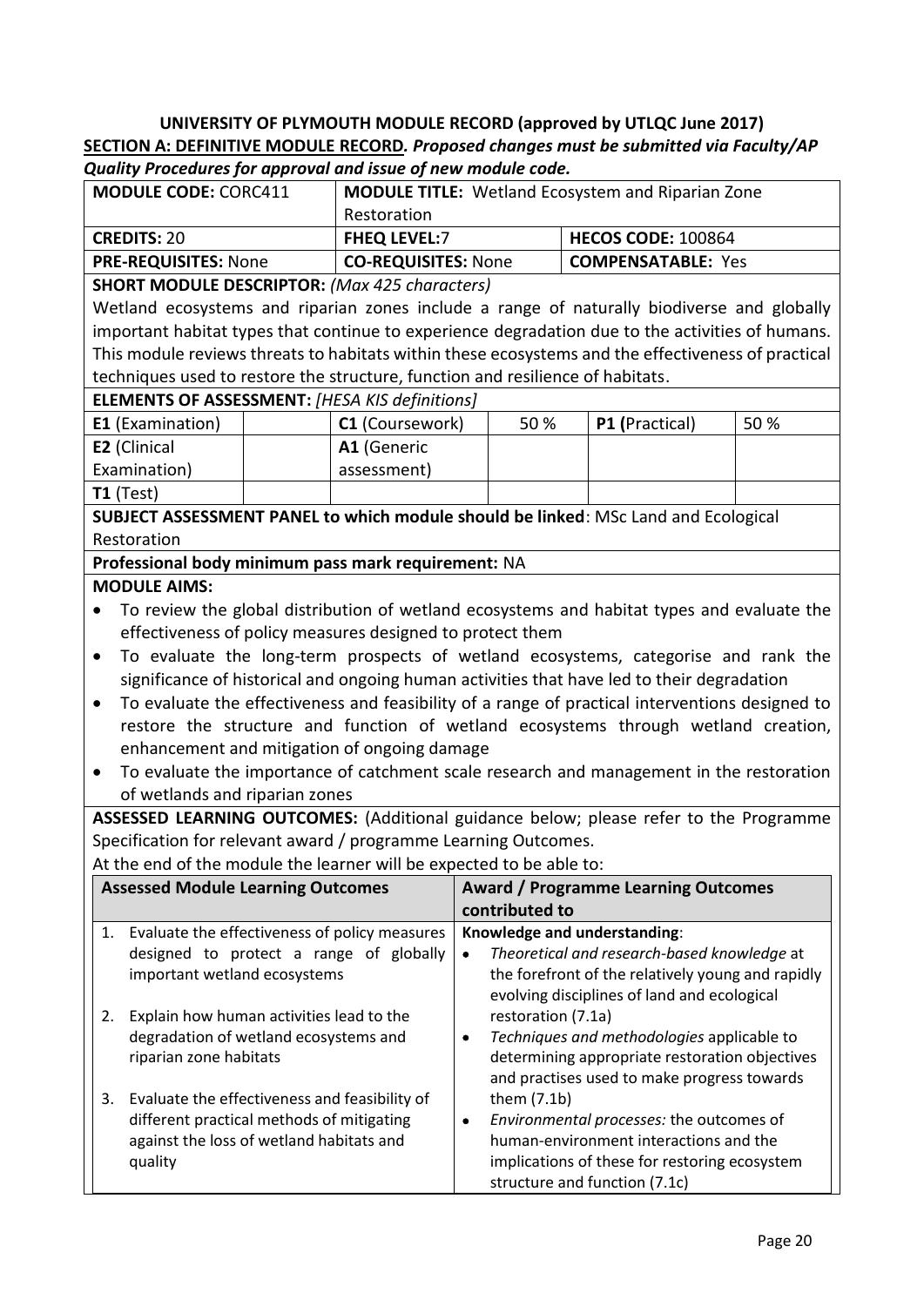**UNIVERSITY OF PLYMOUTH MODULE RECORD (approved by UTLQC June 2017)**

**SECTION A: DEFINITIVE MODULE RECORD*. Proposed changes must be submitted via Faculty/AP Quality Procedures for approval and issue of new module code.***

| | | | | | |
|---|---|---|---|---|---|
| **MODULE CODE:** CORC411 | | **MODULE TITLE:** Wetland Ecosystem and Riparian Zone Restoration | | | |
| **CREDITS:** 20 | | **FHEQ LEVEL:**7 | | **HECOS CODE:** 100864 | |
| **PRE-REQUISITES:** None | | **CO-REQUISITES:** None | | **COMPENSATABLE:** Yes | |

**SHORT MODULE DESCRIPTOR:** *(Max 425 characters)*

Wetland ecosystems and riparian zones include a range of naturally biodiverse and globally important habitat types that continue to experience degradation due to the activities of humans. This module reviews threats to habitats within these ecosystems and the effectiveness of practical techniques used to restore the structure, function and resilience of habitats.

**ELEMENTS OF ASSESSMENT:** *[HESA KIS definitions]*

| | | | | | |
|---|---|---|---|---|---|
| **E1** (Examination) | | **C1** (Coursework) | 50 % | **P1 (**Practical) | 50 % |
| **E2** (Clinical Examination) | | **A1** (Generic assessment) | | | |
| **T1** (Test) | | | | | |

**SUBJECT ASSESSMENT PANEL to which module should be linked**: MSc Land and Ecological Restoration

**Professional body minimum pass mark requirement:** NA

**MODULE AIMS:**

- To review the global distribution of wetland ecosystems and habitat types and evaluate the effectiveness of policy measures designed to protect them
- To evaluate the long-term prospects of wetland ecosystems, categorise and rank the significance of historical and ongoing human activities that have led to their degradation
- To evaluate the effectiveness and feasibility of a range of practical interventions designed to restore the structure and function of wetland ecosystems through wetland creation, enhancement and mitigation of ongoing damage
- To evaluate the importance of catchment scale research and management in the restoration of wetlands and riparian zones

**ASSESSED LEARNING OUTCOMES:** (Additional guidance below; please refer to the Programme Specification for relevant award / programme Learning Outcomes.

At the end of the module the learner will be expected to be able to:

| Assessed Module Learning Outcomes | Award / Programme Learning Outcomes contributed to |
|---|---|
| 1. Evaluate the effectiveness of policy measures designed to protect a range of globally important wetland ecosystems<br><br>2. Explain how human activities lead to the degradation of wetland ecosystems and riparian zone habitats<br><br>3. Evaluate the effectiveness and feasibility of different practical methods of mitigating against the loss of wetland habitats and quality | **Knowledge and understanding**:<br>• *Theoretical and research-based knowledge* at the forefront of the relatively young and rapidly evolving disciplines of land and ecological restoration (7.1a)<br>• *Techniques and methodologies* applicable to determining appropriate restoration objectives and practises used to make progress towards them (7.1b)<br>• *Environmental processes:* the outcomes of human-environment interactions and the implications of these for restoring ecosystem structure and function (7.1c) |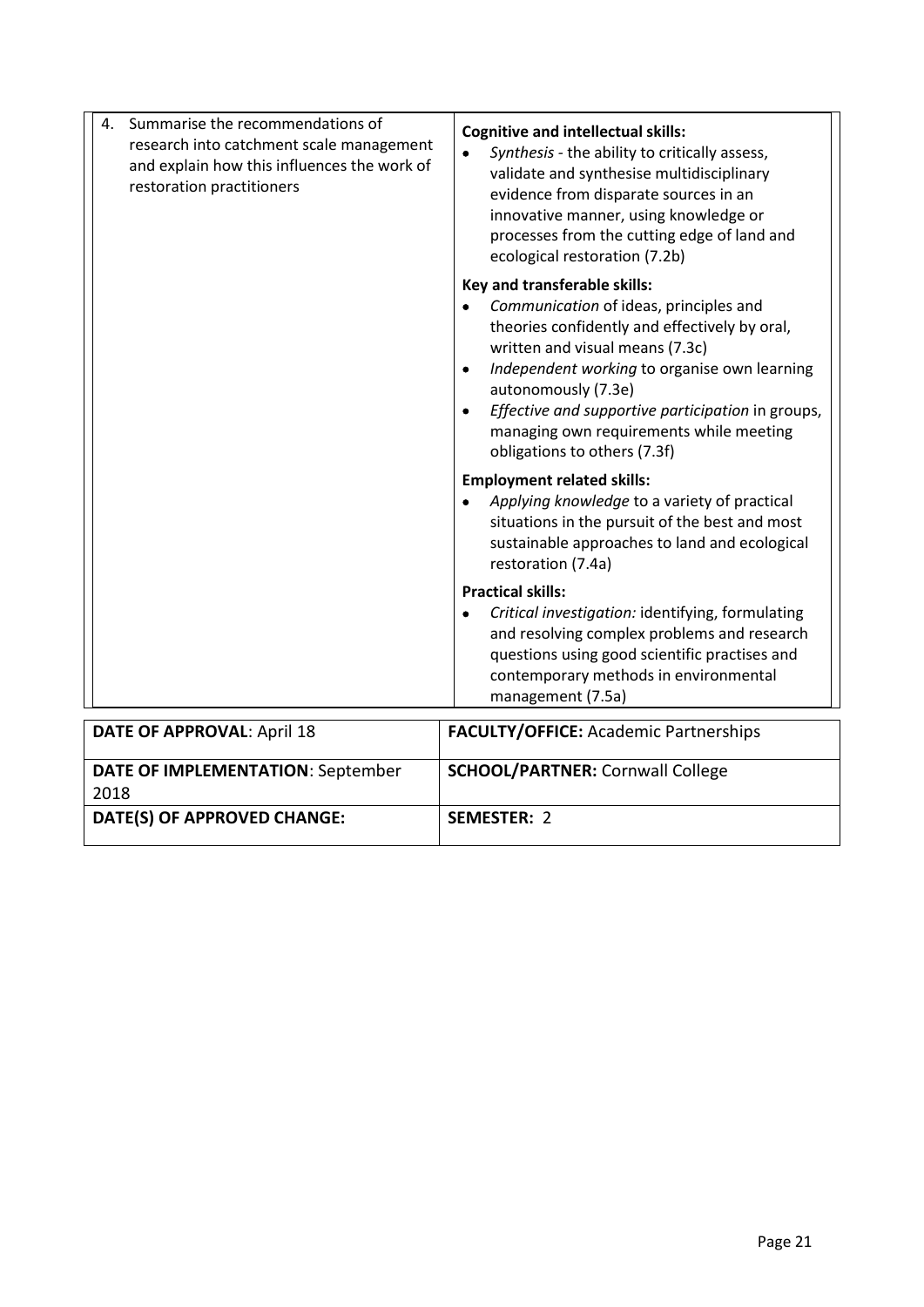| | |
|---|---|
| 4. Summarise the recommendations of research into catchment scale management and explain how this influences the work of restoration practitioners | **Cognitive and intellectual skills:**<br>• *Synthesis* - the ability to critically assess, validate and synthesise multidisciplinary evidence from disparate sources in an innovative manner, using knowledge or processes from the cutting edge of land and ecological restoration (7.2b)<br><br>**Key and transferable skills:**<br>• *Communication* of ideas, principles and theories confidently and effectively by oral, written and visual means (7.3c)<br>• *Independent working* to organise own learning autonomously (7.3e)<br>• *Effective and supportive participation* in groups, managing own requirements while meeting obligations to others (7.3f)<br><br>**Employment related skills:**<br>• *Applying knowledge* to a variety of practical situations in the pursuit of the best and most sustainable approaches to land and ecological restoration (7.4a)<br><br>**Practical skills:**<br>• *Critical investigation:* identifying, formulating and resolving complex problems and research questions using good scientific practises and contemporary methods in environmental management (7.5a) |

| | |
|---|---|
| **DATE OF APPROVAL**: April 18 | **FACULTY/OFFICE:** Academic Partnerships |
| **DATE OF IMPLEMENTATION**: September 2018 | **SCHOOL/PARTNER:** Cornwall College |
| **DATE(S) OF APPROVED CHANGE:** | **SEMESTER:** 2 |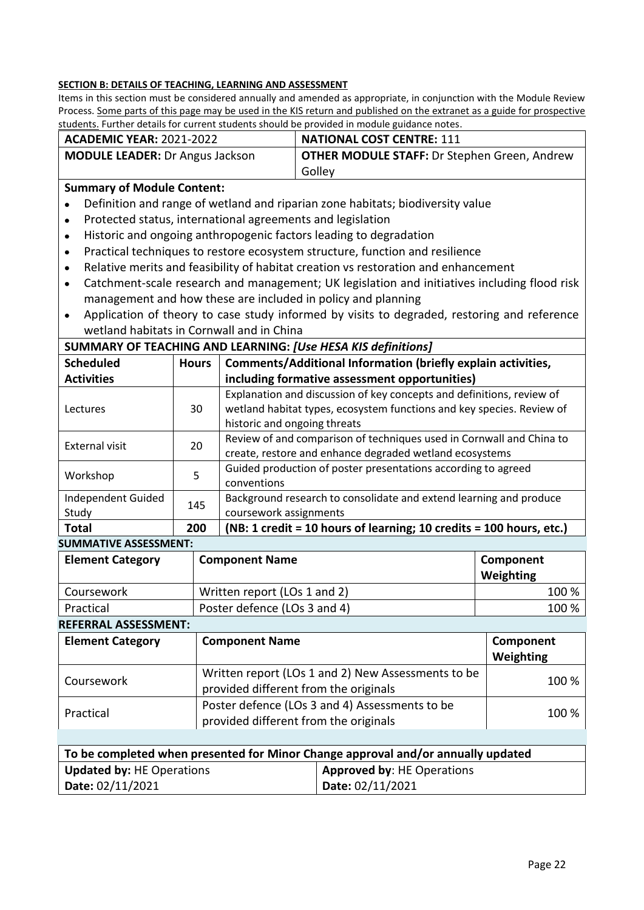**SECTION B: DETAILS OF TEACHING, LEARNING AND ASSESSMENT**

Items in this section must be considered annually and amended as appropriate, in conjunction with the Module Review Process. Some parts of this page may be used in the KIS return and published on the extranet as a guide for prospective students. Further details for current students should be provided in module guidance notes.

| | |
|---|---|
| **ACADEMIC YEAR:** 2021-2022 | **NATIONAL COST CENTRE:** 111 |
| **MODULE LEADER:** Dr Angus Jackson | **OTHER MODULE STAFF:** Dr Stephen Green, Andrew Golley |

**Summary of Module Content:**

- Definition and range of wetland and riparian zone habitats; biodiversity value
- Protected status, international agreements and legislation
- Historic and ongoing anthropogenic factors leading to degradation
- Practical techniques to restore ecosystem structure, function and resilience
- Relative merits and feasibility of habitat creation vs restoration and enhancement
- Catchment-scale research and management; UK legislation and initiatives including flood risk management and how these are included in policy and planning
- Application of theory to case study informed by visits to degraded, restoring and reference wetland habitats in Cornwall and in China

**SUMMARY OF TEACHING AND LEARNING:** *[Use HESA KIS definitions]*

| Scheduled Activities | Hours | Comments/Additional Information (briefly explain activities, including formative assessment opportunities) |
|---|---|---|
| Lectures | 30 | Explanation and discussion of key concepts and definitions, review of wetland habitat types, ecosystem functions and key species. Review of historic and ongoing threats |
| External visit | 20 | Review of and comparison of techniques used in Cornwall and China to create, restore and enhance degraded wetland ecosystems |
| Workshop | 5 | Guided production of poster presentations according to agreed conventions |
| Independent Guided Study | 145 | Background research to consolidate and extend learning and produce coursework assignments |
| **Total** | **200** | **(NB: 1 credit = 10 hours of learning; 10 credits = 100 hours, etc.)** |

**SUMMATIVE ASSESSMENT:**

| Element Category | Component Name | Component Weighting |
|---|---|---|
| Coursework | Written report (LOs 1 and 2) | 100 % |
| Practical | Poster defence (LOs 3 and 4) | 100 % |

**REFERRAL ASSESSMENT:**

| Element Category | Component Name | Component Weighting |
|---|---|---|
| Coursework | Written report (LOs 1 and 2) New Assessments to be provided different from the originals | 100 % |
| Practical | Poster defence (LOs 3 and 4) Assessments to be provided different from the originals | 100 % |

| To be completed when presented for Minor Change approval and/or annually updated | |
|---|---|
| **Updated by:** HE Operations<br>**Date:** 02/11/2021 | **Approved by**: HE Operations<br>**Date:** 02/11/2021 |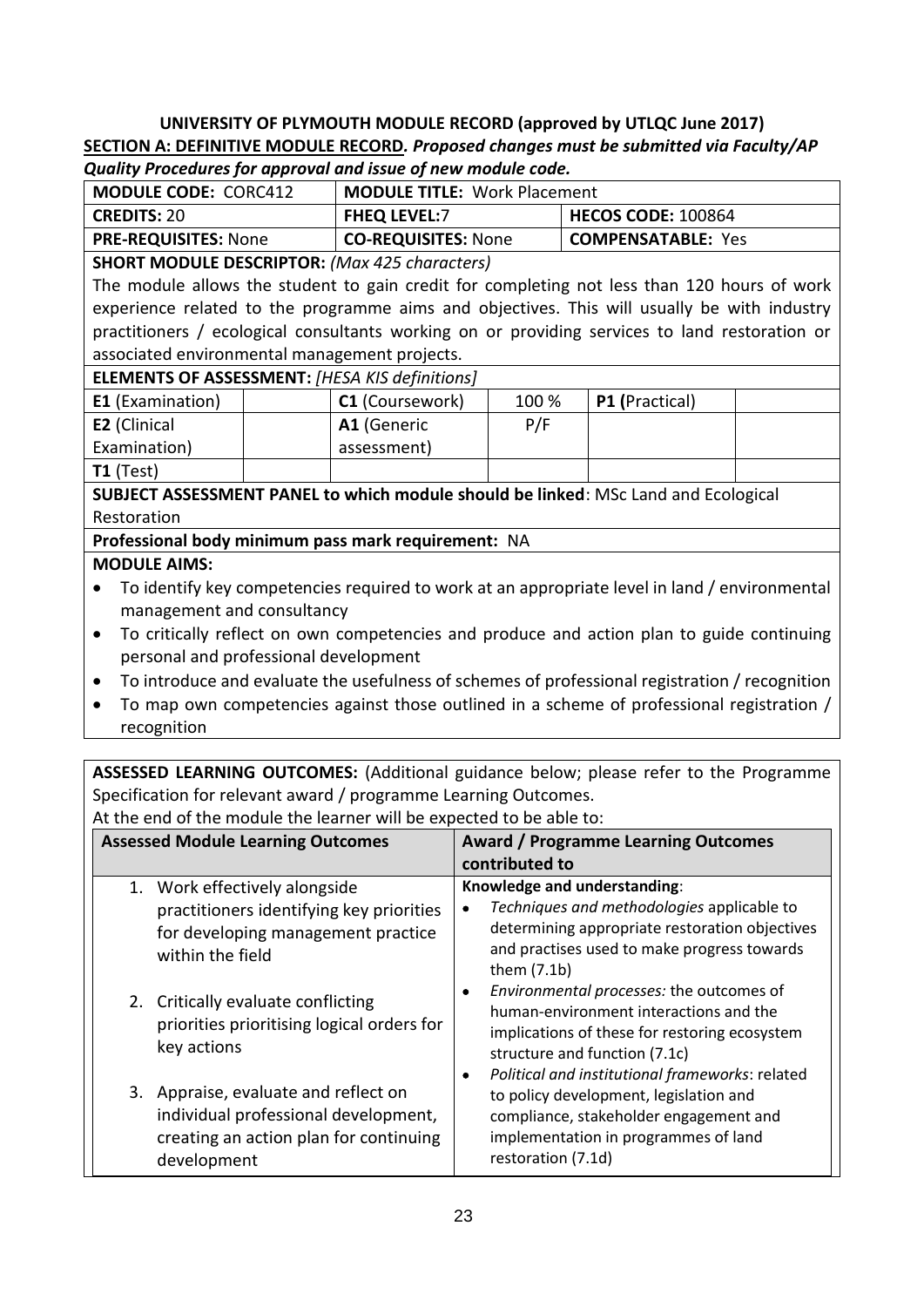**UNIVERSITY OF PLYMOUTH MODULE RECORD (approved by UTLQC June 2017)**

**SECTION A: DEFINITIVE MODULE RECORD.** ***Proposed changes must be submitted via Faculty/AP Quality Procedures for approval and issue of new module code.***

| | | | | | |
|---|---|---|---|---|---|
| **MODULE CODE:** CORC412 | | **MODULE TITLE:** Work Placement | | | |
| **CREDITS:** 20 | | **FHEQ LEVEL:**7 | | **HECOS CODE:** 100864 | |
| **PRE-REQUISITES:** None | | **CO-REQUISITES:** None | | **COMPENSATABLE:** Yes | |

**SHORT MODULE DESCRIPTOR:** *(Max 425 characters)*

The module allows the student to gain credit for completing not less than 120 hours of work experience related to the programme aims and objectives. This will usually be with industry practitioners / ecological consultants working on or providing services to land restoration or associated environmental management projects.

**ELEMENTS OF ASSESSMENT:** *[HESA KIS definitions]*

| | | | | | |
|---|---|---|---|---|---|
| **E1** (Examination) | | **C1** (Coursework) | 100 % | **P1 (**Practical) | |
| **E2** (Clinical Examination) | | **A1** (Generic assessment) | P/F | | |
| **T1** (Test) | | | | | |

**SUBJECT ASSESSMENT PANEL to which module should be linked**: MSc Land and Ecological Restoration

**Professional body minimum pass mark requirement:** NA

**MODULE AIMS:**

- To identify key competencies required to work at an appropriate level in land / environmental management and consultancy
- To critically reflect on own competencies and produce and action plan to guide continuing personal and professional development
- To introduce and evaluate the usefulness of schemes of professional registration / recognition
- To map own competencies against those outlined in a scheme of professional registration / recognition

**ASSESSED LEARNING OUTCOMES:** (Additional guidance below; please refer to the Programme Specification for relevant award / programme Learning Outcomes.

At the end of the module the learner will be expected to be able to:

| **Assessed Module Learning Outcomes** | **Award / Programme Learning Outcomes contributed to** |
|---|---|
| 1. Work effectively alongside practitioners identifying key priorities for developing management practice within the field<br><br>2. Critically evaluate conflicting priorities prioritising logical orders for key actions<br><br>3. Appraise, evaluate and reflect on individual professional development, creating an action plan for continuing development | **Knowledge and understanding**:<br>• *Techniques and methodologies* applicable to determining appropriate restoration objectives and practises used to make progress towards them (7.1b)<br>• *Environmental processes:* the outcomes of human-environment interactions and the implications of these for restoring ecosystem structure and function (7.1c)<br>• *Political and institutional frameworks*: related to policy development, legislation and compliance, stakeholder engagement and implementation in programmes of land restoration (7.1d) |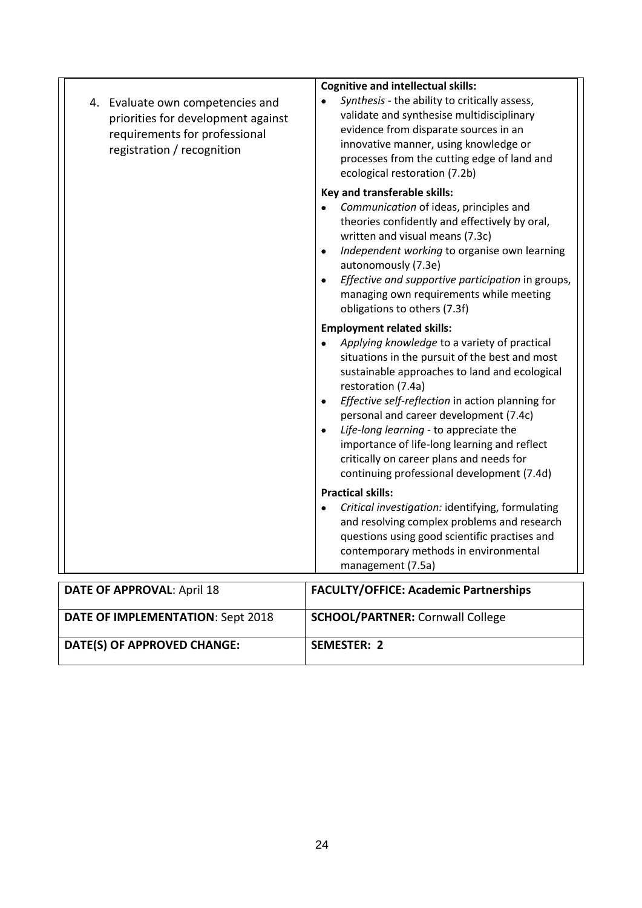| | |
|---|---|
| 4. Evaluate own competencies and priorities for development against requirements for professional registration / recognition | **Cognitive and intellectual skills:**<br>• *Synthesis* - the ability to critically assess, validate and synthesise multidisciplinary evidence from disparate sources in an innovative manner, using knowledge or processes from the cutting edge of land and ecological restoration (7.2b)<br><br>**Key and transferable skills:**<br>• *Communication* of ideas, principles and theories confidently and effectively by oral, written and visual means (7.3c)<br>• *Independent working* to organise own learning autonomously (7.3e)<br>• *Effective and supportive participation* in groups, managing own requirements while meeting obligations to others (7.3f)<br><br>**Employment related skills:**<br>• *Applying knowledge* to a variety of practical situations in the pursuit of the best and most sustainable approaches to land and ecological restoration (7.4a)<br>• *Effective self-reflection* in action planning for personal and career development (7.4c)<br>• *Life-long learning* - to appreciate the importance of life-long learning and reflect critically on career plans and needs for continuing professional development (7.4d)<br><br>**Practical skills:**<br>• *Critical investigation:* identifying, formulating and resolving complex problems and research questions using good scientific practises and contemporary methods in environmental management (7.5a) |

| | |
|---|---|
| **DATE OF APPROVAL**: April 18 | **FACULTY/OFFICE: Academic Partnerships** |
| **DATE OF IMPLEMENTATION**: Sept 2018 | **SCHOOL/PARTNER:** Cornwall College |
| **DATE(S) OF APPROVED CHANGE:** | **SEMESTER: 2** |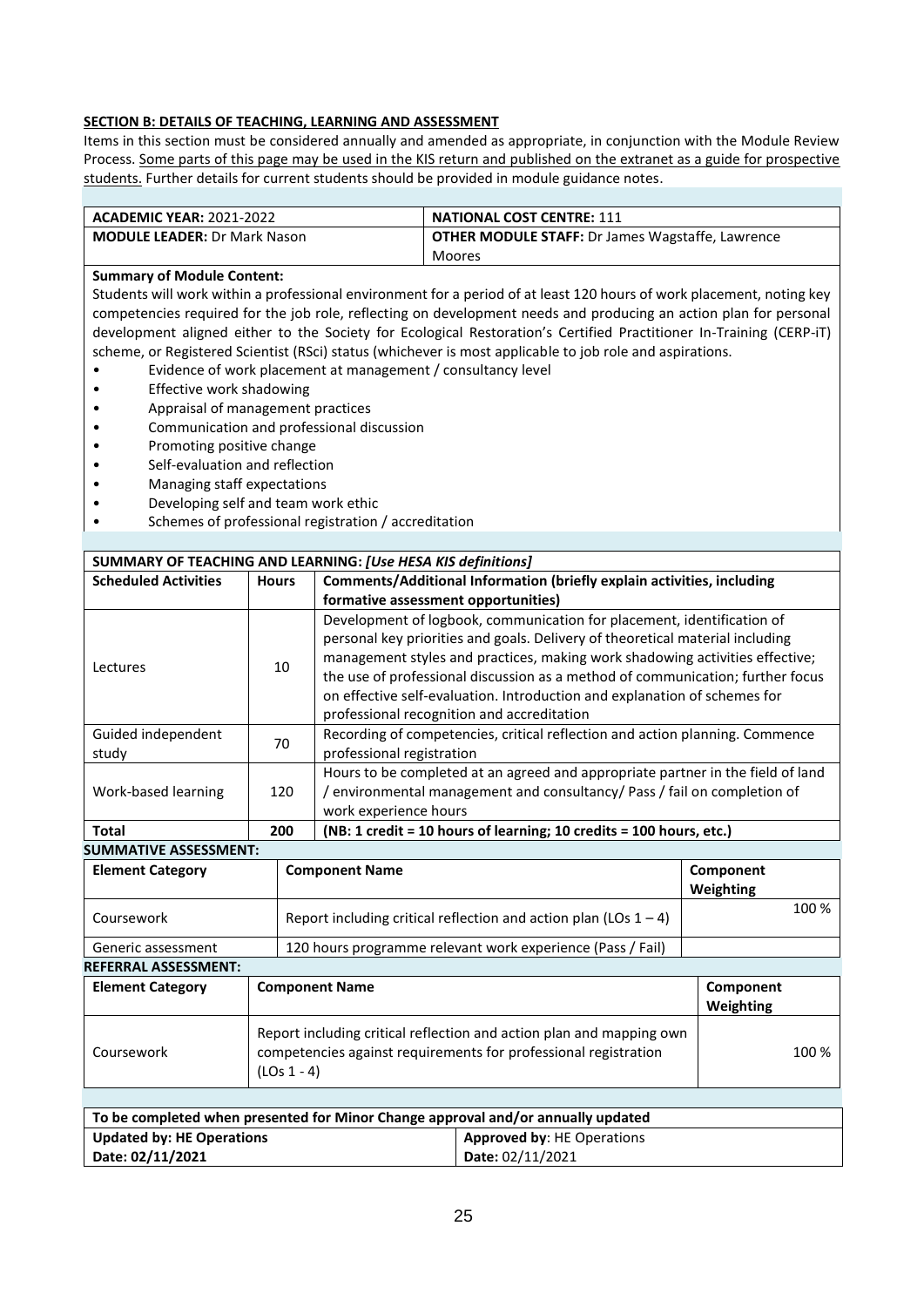**SECTION B: DETAILS OF TEACHING, LEARNING AND ASSESSMENT**

Items in this section must be considered annually and amended as appropriate, in conjunction with the Module Review Process. Some parts of this page may be used in the KIS return and published on the extranet as a guide for prospective students. Further details for current students should be provided in module guidance notes.

| | |
|---|---|
| **ACADEMIC YEAR:** 2021-2022 | **NATIONAL COST CENTRE:** 111 |
| **MODULE LEADER:** Dr Mark Nason | **OTHER MODULE STAFF:** Dr James Wagstaffe, Lawrence Moores |

**Summary of Module Content:**

Students will work within a professional environment for a period of at least 120 hours of work placement, noting key competencies required for the job role, reflecting on development needs and producing an action plan for personal development aligned either to the Society for Ecological Restoration's Certified Practitioner In-Training (CERP-iT) scheme, or Registered Scientist (RSci) status (whichever is most applicable to job role and aspirations.

- Evidence of work placement at management / consultancy level
- Effective work shadowing
- Appraisal of management practices
- Communication and professional discussion
- Promoting positive change
- Self-evaluation and reflection
- Managing staff expectations
- Developing self and team work ethic
- Schemes of professional registration / accreditation

**SUMMARY OF TEACHING AND LEARNING:** ***[Use HESA KIS definitions]***

| Scheduled Activities | Hours | Comments/Additional Information (briefly explain activities, including formative assessment opportunities) |
|---|---|---|
| Lectures | 10 | Development of logbook, communication for placement, identification of personal key priorities and goals. Delivery of theoretical material including management styles and practices, making work shadowing activities effective; the use of professional discussion as a method of communication; further focus on effective self-evaluation. Introduction and explanation of schemes for professional recognition and accreditation |
| Guided independent study | 70 | Recording of competencies, critical reflection and action planning. Commence professional registration |
| Work-based learning | 120 | Hours to be completed at an agreed and appropriate partner in the field of land / environmental management and consultancy/ Pass / fail on completion of work experience hours |
| **Total** | **200** | **(NB: 1 credit = 10 hours of learning; 10 credits = 100 hours, etc.)** |

**SUMMATIVE ASSESSMENT:**

| Element Category | Component Name | Component Weighting |
|---|---|---|
| Coursework | Report including critical reflection and action plan (LOs 1 – 4) | 100 % |
| Generic assessment | 120 hours programme relevant work experience (Pass / Fail) | |

**REFERRAL ASSESSMENT:**

| Element Category | Component Name | Component Weighting |
|---|---|---|
| Coursework | Report including critical reflection and action plan and mapping own competencies against requirements for professional registration (LOs 1 - 4) | 100 % |

| To be completed when presented for Minor Change approval and/or annually updated | |
|---|---|
| **Updated by: HE Operations** | **Approved by**: HE Operations |
| **Date: 02/11/2021** | **Date:** 02/11/2021 |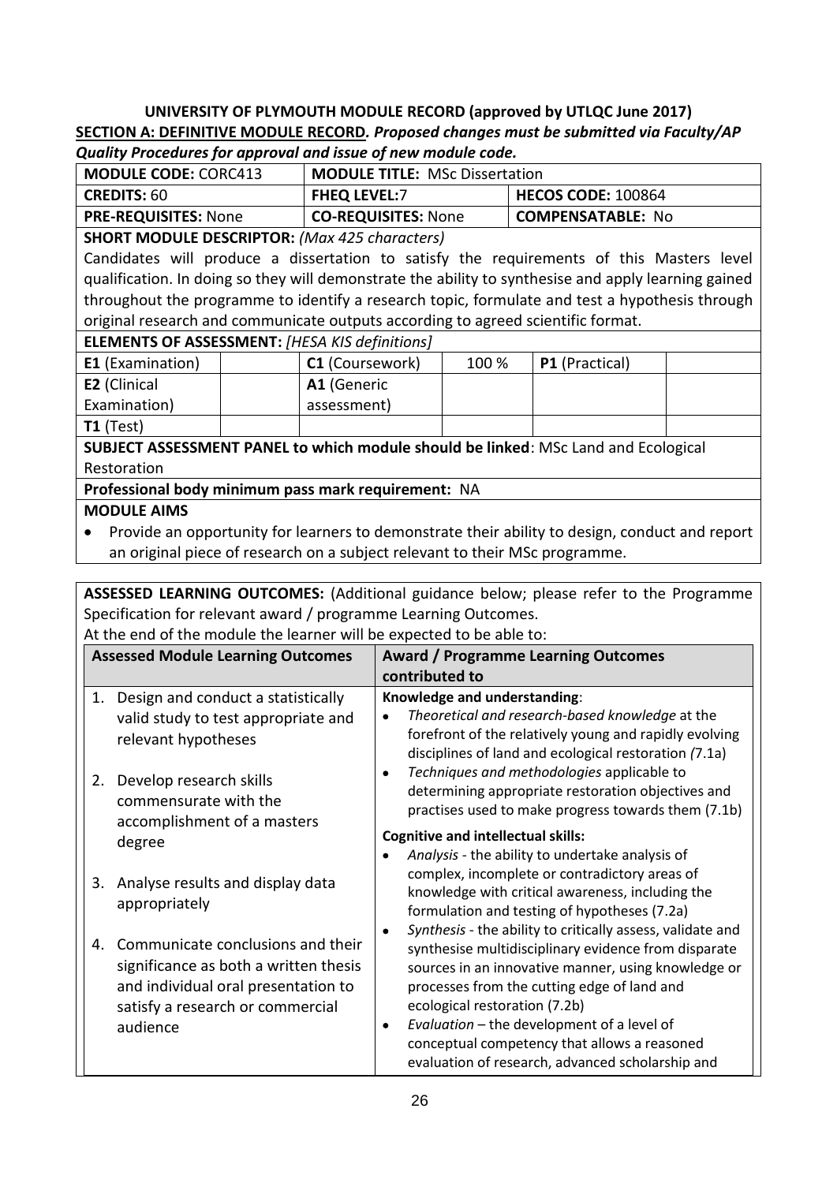**UNIVERSITY OF PLYMOUTH MODULE RECORD (approved by UTLQC June 2017)**

**SECTION A: DEFINITIVE MODULE RECORD***. Proposed changes must be submitted via Faculty/AP Quality Procedures for approval and issue of new module code.*

| | | | | | |
|---|---|---|---|---|---|
| **MODULE CODE:** CORC413 | | **MODULE TITLE:** MSc Dissertation | | | |
| **CREDITS:** 60 | | **FHEQ LEVEL:**7 | | **HECOS CODE:** 100864 | |
| **PRE-REQUISITES:** None | | **CO-REQUISITES:** None | | **COMPENSATABLE:** No | |

**SHORT MODULE DESCRIPTOR:** *(Max 425 characters)*

Candidates will produce a dissertation to satisfy the requirements of this Masters level qualification. In doing so they will demonstrate the ability to synthesise and apply learning gained throughout the programme to identify a research topic, formulate and test a hypothesis through original research and communicate outputs according to agreed scientific format.

**ELEMENTS OF ASSESSMENT:** *[HESA KIS definitions]*

| | | | | | |
|---|---|---|---|---|---|
| **E1** (Examination) | | **C1** (Coursework) | 100 % | **P1** (Practical) | |
| **E2** (Clinical Examination) | | **A1** (Generic assessment) | | | |
| **T1** (Test) | | | | | |

**SUBJECT ASSESSMENT PANEL to which module should be linked**: MSc Land and Ecological Restoration

**Professional body minimum pass mark requirement:** NA

**MODULE AIMS**

- Provide an opportunity for learners to demonstrate their ability to design, conduct and report an original piece of research on a subject relevant to their MSc programme.

**ASSESSED LEARNING OUTCOMES:** (Additional guidance below; please refer to the Programme Specification for relevant award / programme Learning Outcomes.

At the end of the module the learner will be expected to be able to:

| Assessed Module Learning Outcomes | Award / Programme Learning Outcomes contributed to |
|---|---|
| 1. Design and conduct a statistically valid study to test appropriate and relevant hypotheses<br><br>2. Develop research skills commensurate with the accomplishment of a masters degree<br><br>3. Analyse results and display data appropriately<br><br>4. Communicate conclusions and their significance as both a written thesis and individual oral presentation to satisfy a research or commercial audience | **Knowledge and understanding**:<br>• *Theoretical and research-based knowledge* at the forefront of the relatively young and rapidly evolving disciplines of land and ecological restoration *(*7.1a)<br>• *Techniques and methodologies* applicable to determining appropriate restoration objectives and practises used to make progress towards them (7.1b)<br><br>**Cognitive and intellectual skills:**<br>• *Analysis* - the ability to undertake analysis of complex, incomplete or contradictory areas of knowledge with critical awareness, including the formulation and testing of hypotheses (7.2a)<br>• *Synthesis* - the ability to critically assess, validate and synthesise multidisciplinary evidence from disparate sources in an innovative manner, using knowledge or processes from the cutting edge of land and ecological restoration (7.2b)<br>• *Evaluation* – the development of a level of conceptual competency that allows a reasoned evaluation of research, advanced scholarship and |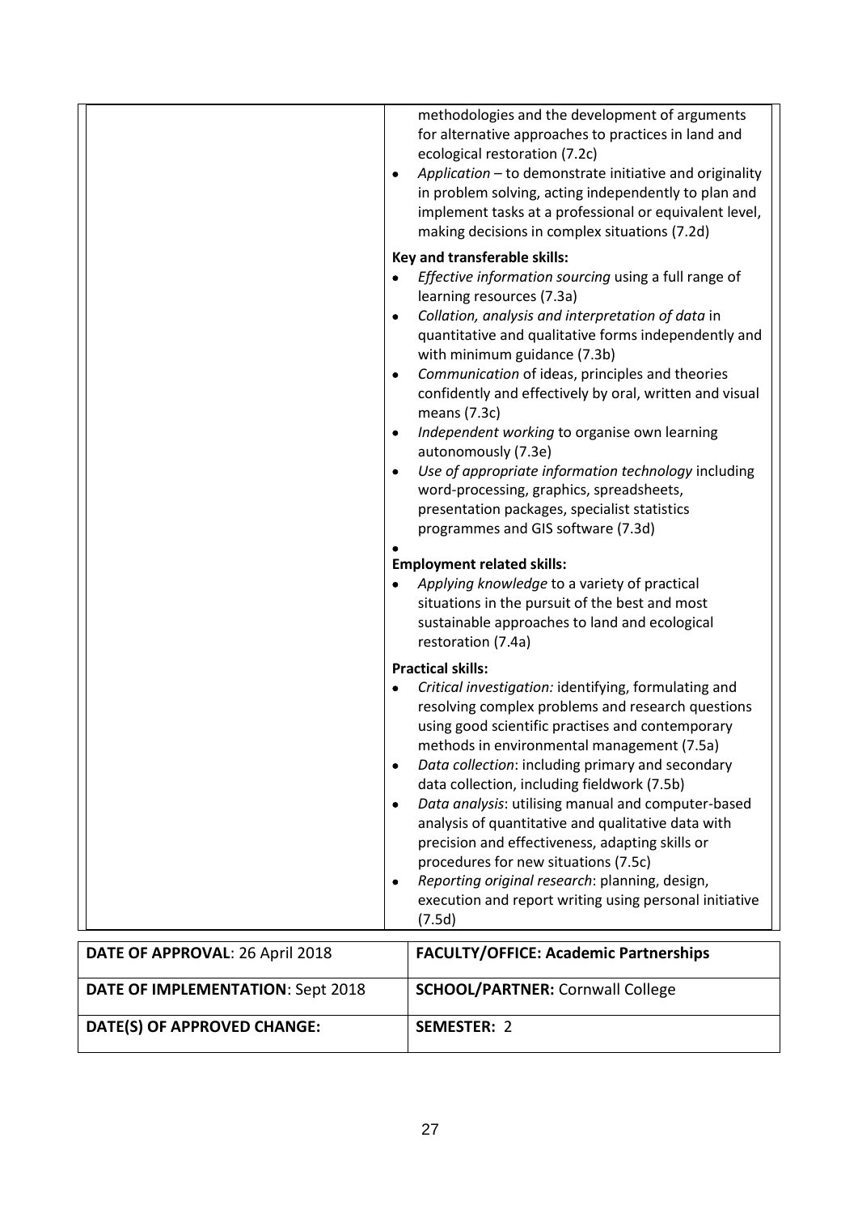| | |
|---|---|
| | methodologies and the development of arguments for alternative approaches to practices in land and ecological restoration (7.2c)<br>• *Application* – to demonstrate initiative and originality in problem solving, acting independently to plan and implement tasks at a professional or equivalent level, making decisions in complex situations (7.2d)<br><br>**Key and transferable skills:**<br>• *Effective information sourcing* using a full range of learning resources (7.3a)<br>• *Collation, analysis and interpretation of data* in quantitative and qualitative forms independently and with minimum guidance (7.3b)<br>• *Communication* of ideas, principles and theories confidently and effectively by oral, written and visual means (7.3c)<br>• *Independent working* to organise own learning autonomously (7.3e)<br>• *Use of appropriate information technology* including word-processing, graphics, spreadsheets, presentation packages, specialist statistics programmes and GIS software (7.3d)<br>•<br><br>**Employment related skills:**<br>• *Applying knowledge* to a variety of practical situations in the pursuit of the best and most sustainable approaches to land and ecological restoration (7.4a)<br><br>**Practical skills:**<br>• *Critical investigation:* identifying, formulating and resolving complex problems and research questions using good scientific practises and contemporary methods in environmental management (7.5a)<br>• *Data collection*: including primary and secondary data collection, including fieldwork (7.5b)<br>• *Data analysis*: utilising manual and computer-based analysis of quantitative and qualitative data with precision and effectiveness, adapting skills or procedures for new situations (7.5c)<br>• *Reporting original research*: planning, design, execution and report writing using personal initiative (7.5d) |

| | |
|---|---|
| **DATE OF APPROVAL**: 26 April 2018 | **FACULTY/OFFICE: Academic Partnerships** |
| **DATE OF IMPLEMENTATION**: Sept 2018 | **SCHOOL/PARTNER:** Cornwall College |
| **DATE(S) OF APPROVED CHANGE:** | **SEMESTER:** 2 |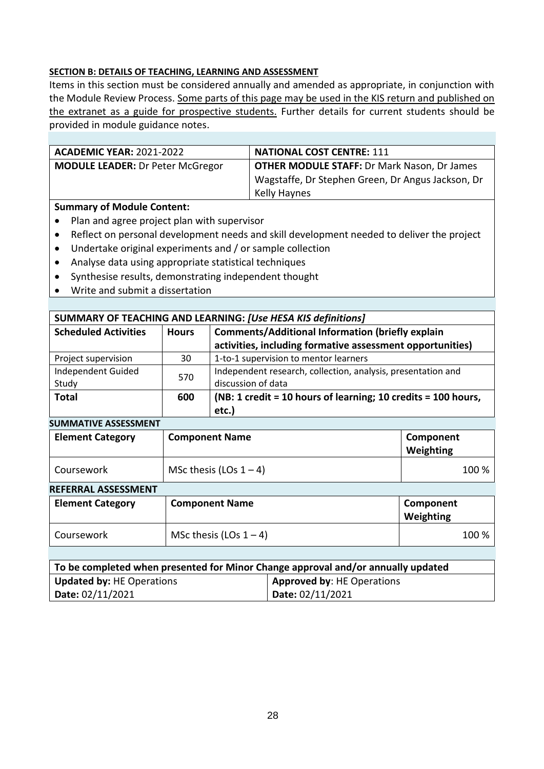**SECTION B: DETAILS OF TEACHING, LEARNING AND ASSESSMENT**

Items in this section must be considered annually and amended as appropriate, in conjunction with the Module Review Process. Some parts of this page may be used in the KIS return and published on the extranet as a guide for prospective students. Further details for current students should be provided in module guidance notes.

| | |
|---|---|
| **ACADEMIC YEAR:** 2021-2022 | **NATIONAL COST CENTRE:** 111 |
| **MODULE LEADER:** Dr Peter McGregor | **OTHER MODULE STAFF:** Dr Mark Nason, Dr James Wagstaffe, Dr Stephen Green, Dr Angus Jackson, Dr Kelly Haynes |

**Summary of Module Content:**

- Plan and agree project plan with supervisor
- Reflect on personal development needs and skill development needed to deliver the project
- Undertake original experiments and / or sample collection
- Analyse data using appropriate statistical techniques
- Synthesise results, demonstrating independent thought
- Write and submit a dissertation

**SUMMARY OF TEACHING AND LEARNING:** ***[Use HESA KIS definitions]***

| Scheduled Activities | Hours | Comments/Additional Information (briefly explain activities, including formative assessment opportunities) |
|---|---|---|
| Project supervision | 30 | 1-to-1 supervision to mentor learners |
| Independent Guided Study | 570 | Independent research, collection, analysis, presentation and discussion of data |
| **Total** | **600** | **(NB: 1 credit = 10 hours of learning; 10 credits = 100 hours, etc.)** |

**SUMMATIVE ASSESSMENT**

| Element Category | Component Name | Component Weighting |
|---|---|---|
| Coursework | MSc thesis (LOs 1 – 4) | 100 % |

**REFERRAL ASSESSMENT**

| Element Category | Component Name | Component Weighting |
|---|---|---|
| Coursework | MSc thesis (LOs 1 – 4) | 100 % |

**To be completed when presented for Minor Change approval and/or annually updated**

| | |
|---|---|
| **Updated by:** HE Operations | **Approved by**: HE Operations |
| **Date:** 02/11/2021 | **Date:** 02/11/2021 |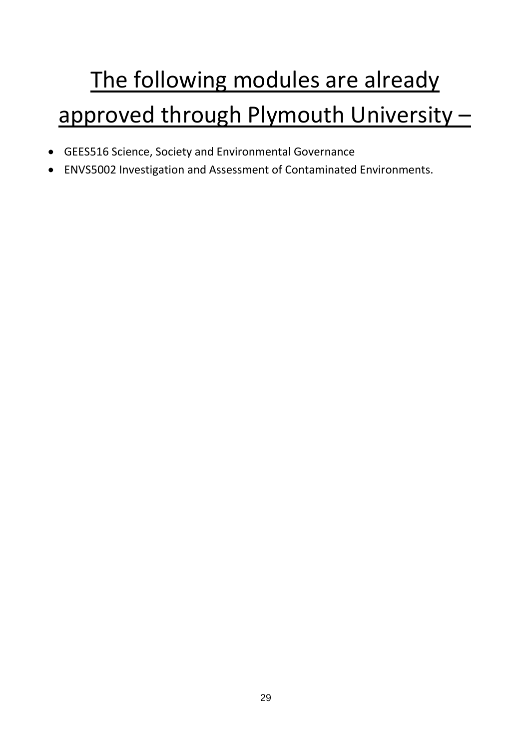# The following modules are already approved through Plymouth University –

- GEES516 Science, Society and Environmental Governance
- ENVS5002 Investigation and Assessment of Contaminated Environments.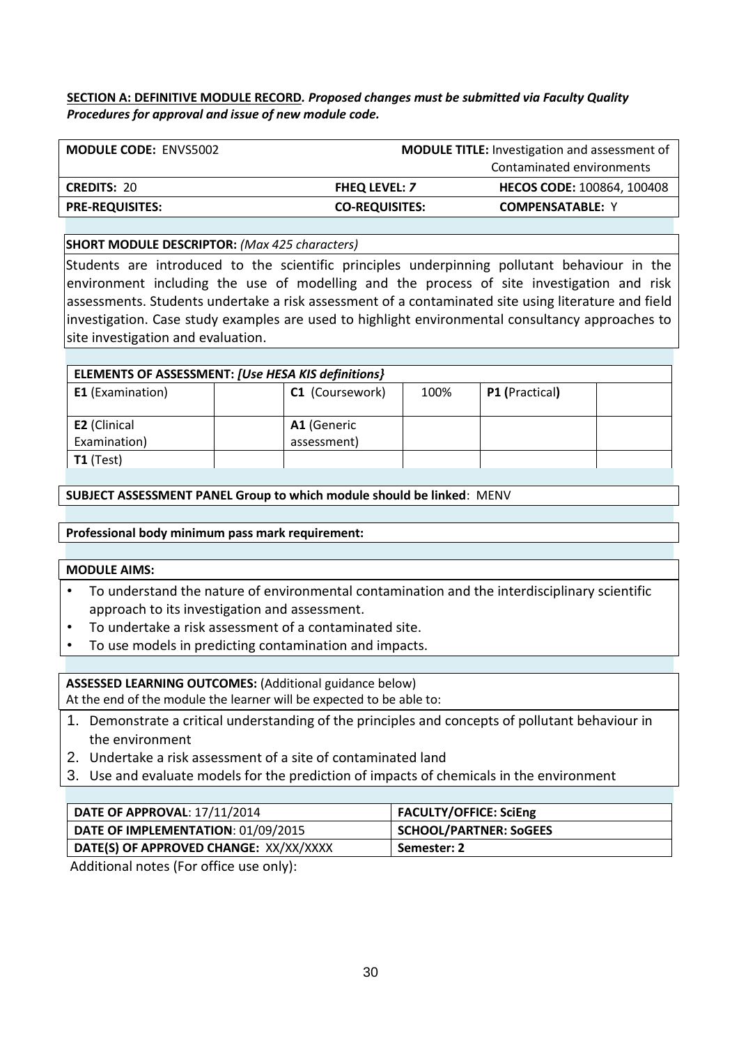**SECTION A: DEFINITIVE MODULE RECORD*. Proposed changes must be submitted via Faculty Quality Procedures for approval and issue of new module code.***

| | | |
|---|---|---|
| **MODULE CODE:** ENVS5002 | | **MODULE TITLE:** Investigation and assessment of Contaminated environments |
| **CREDITS:** 20 | **FHEQ LEVEL:** *7* | **HECOS CODE:** 100864, 100408 |
| **PRE-REQUISITES:** | **CO-REQUISITES:** | **COMPENSATABLE:** Y |

**SHORT MODULE DESCRIPTOR:** *(Max 425 characters)*

Students are introduced to the scientific principles underpinning pollutant behaviour in the environment including the use of modelling and the process of site investigation and risk assessments. Students undertake a risk assessment of a contaminated site using literature and field investigation. Case study examples are used to highlight environmental consultancy approaches to site investigation and evaluation.

| **ELEMENTS OF ASSESSMENT:** ***[Use HESA KIS definitions}*** | | | | | |
|---|---|---|---|---|---|
| **E1** (Examination) | | **C1** (Coursework) | 100% | **P1 (**Practical**)** | |
| **E2** (Clinical Examination) | | **A1** (Generic assessment) | | | |
| **T1** (Test) | | | | | |

**SUBJECT ASSESSMENT PANEL Group to which module should be linked**: MENV

**Professional body minimum pass mark requirement:**

**MODULE AIMS:**

- To understand the nature of environmental contamination and the interdisciplinary scientific approach to its investigation and assessment.
- To undertake a risk assessment of a contaminated site.
- To use models in predicting contamination and impacts.

**ASSESSED LEARNING OUTCOMES:** (Additional guidance below)
At the end of the module the learner will be expected to be able to:

1. Demonstrate a critical understanding of the principles and concepts of pollutant behaviour in the environment
2. Undertake a risk assessment of a site of contaminated land
3. Use and evaluate models for the prediction of impacts of chemicals in the environment

| | |
|---|---|
| **DATE OF APPROVAL**: 17/11/2014 | **FACULTY/OFFICE: SciEng** |
| **DATE OF IMPLEMENTATION**: 01/09/2015 | **SCHOOL/PARTNER: SoGEES** |
| **DATE(S) OF APPROVED CHANGE:** XX/XX/XXXX | **Semester: 2** |

Additional notes (For office use only):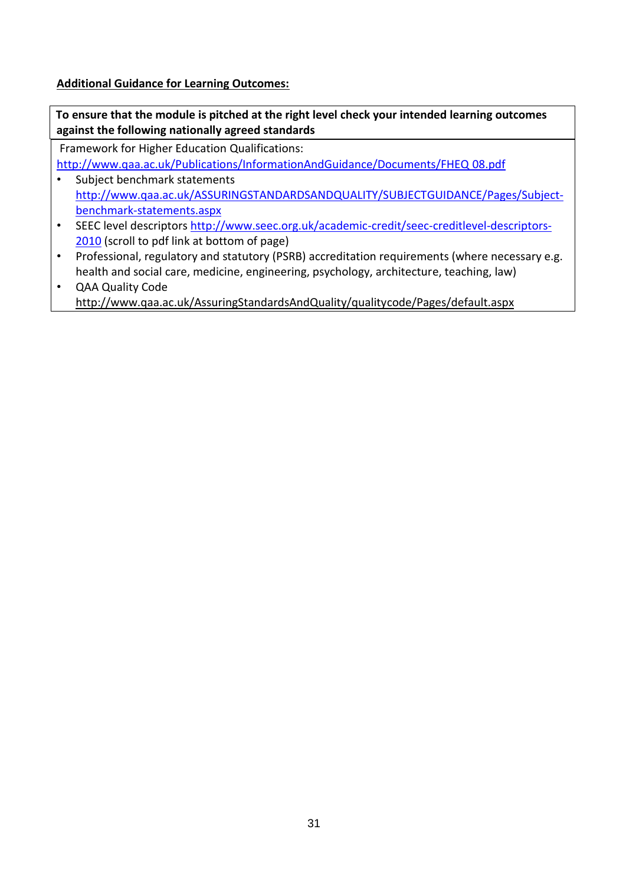**Additional Guidance for Learning Outcomes:**

| **To ensure that the module is pitched at the right level check your intended learning outcomes against the following nationally agreed standards** |
|---|
| Framework for Higher Education Qualifications: http://www.qaa.ac.uk/Publications/InformationAndGuidance/Documents/FHEQ 08.pdf<br>• Subject benchmark statements http://www.qaa.ac.uk/ASSURINGSTANDARDSANDQUALITY/SUBJECTGUIDANCE/Pages/Subject-benchmark-statements.aspx<br>• SEEC level descriptors http://www.seec.org.uk/academic-credit/seec-creditlevel-descriptors-2010 (scroll to pdf link at bottom of page)<br>• Professional, regulatory and statutory (PSRB) accreditation requirements (where necessary e.g. health and social care, medicine, engineering, psychology, architecture, teaching, law)<br>• QAA Quality Code http://www.qaa.ac.uk/AssuringStandardsAndQuality/qualitycode/Pages/default.aspx |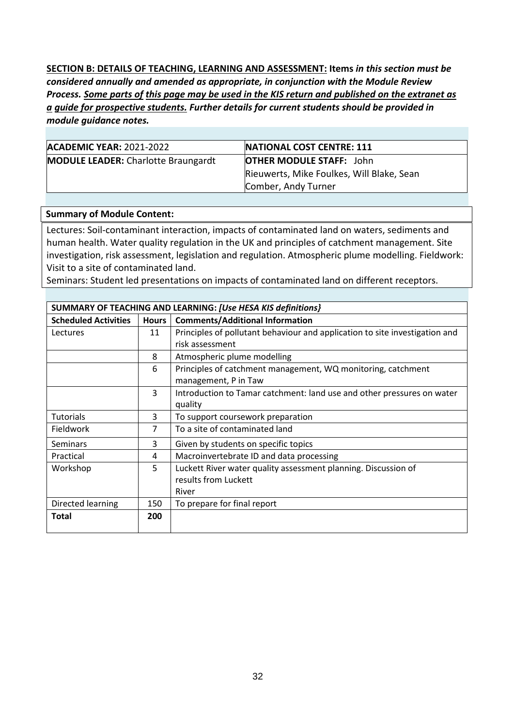**SECTION B: DETAILS OF TEACHING, LEARNING AND ASSESSMENT: Items** ***in this section must be considered annually and amended as appropriate, in conjunction with the Module Review Process. Some parts of this page may be used in the KIS return and published on the extranet as a guide for prospective students. Further details for current students should be provided in module guidance notes.***

| | |
|---|---|
| **ACADEMIC YEAR:** 2021-2022 | **NATIONAL COST CENTRE: 111** |
| **MODULE LEADER:** Charlotte Braungardt | **OTHER MODULE STAFF:** John Rieuwerts, Mike Foulkes, Will Blake, Sean Comber, Andy Turner |

**Summary of Module Content:**

Lectures: Soil-contaminant interaction, impacts of contaminated land on waters, sediments and human health. Water quality regulation in the UK and principles of catchment management. Site investigation, risk assessment, legislation and regulation. Atmospheric plume modelling. Fieldwork: Visit to a site of contaminated land.
Seminars: Student led presentations on impacts of contaminated land on different receptors.

**SUMMARY OF TEACHING AND LEARNING:** ***[Use HESA KIS definitions}***

| **Scheduled Activities** | **Hours** | **Comments/Additional Information** |
|---|---|---|
| Lectures | 11 | Principles of pollutant behaviour and application to site investigation and risk assessment |
| | 8 | Atmospheric plume modelling |
| | 6 | Principles of catchment management, WQ monitoring, catchment management, P in Taw |
| | 3 | Introduction to Tamar catchment: land use and other pressures on water quality |
| Tutorials | 3 | To support coursework preparation |
| Fieldwork | 7 | To a site of contaminated land |
| Seminars | 3 | Given by students on specific topics |
| Practical | 4 | Macroinvertebrate ID and data processing |
| Workshop | 5 | Luckett River water quality assessment planning. Discussion of results from Luckett River |
| Directed learning | 150 | To prepare for final report |
| **Total** | **200** | |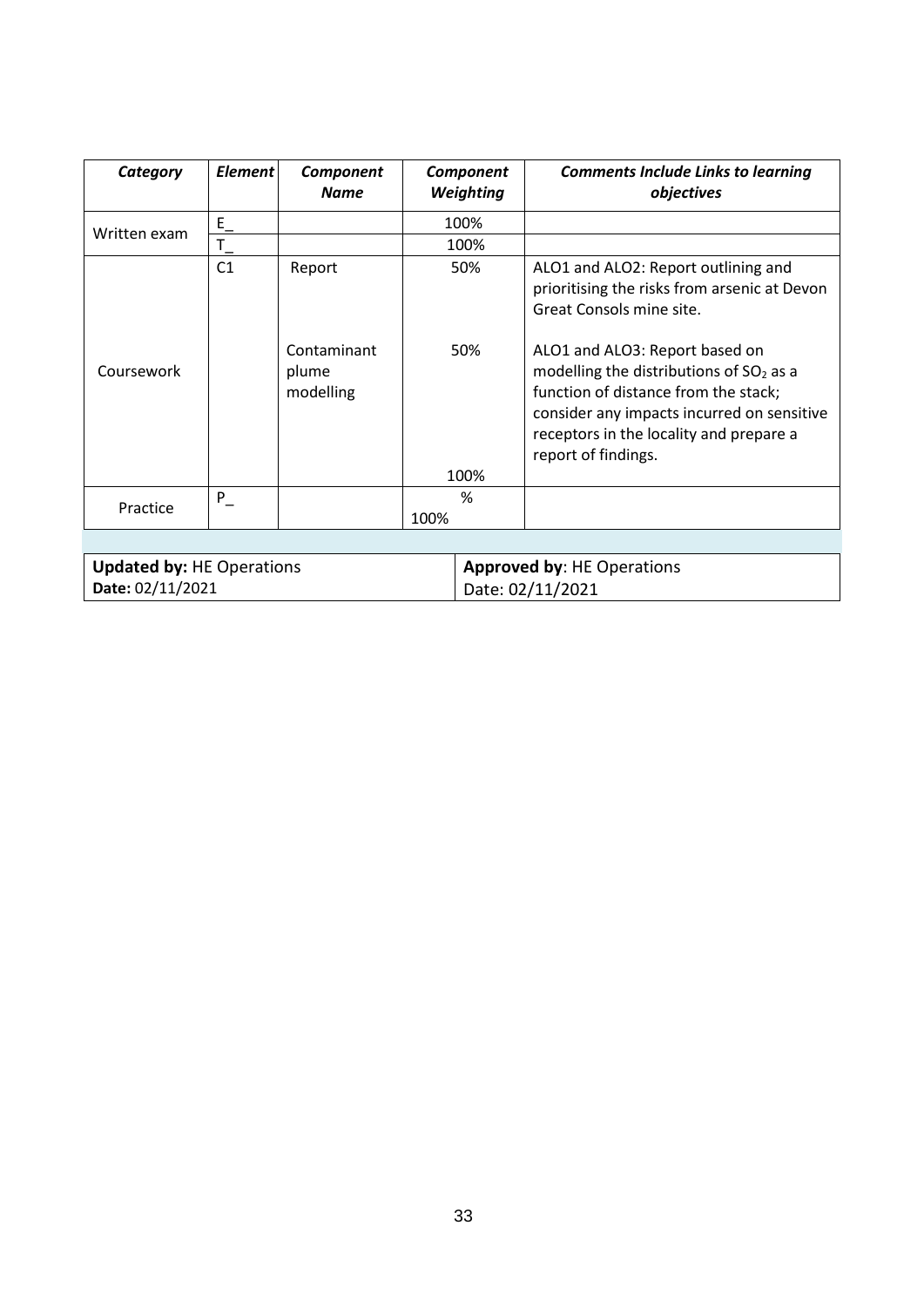| ***Category*** | ***Element*** | ***Component Name*** | ***Component Weighting*** | ***Comments Include Links to learning objectives*** |
|---|---|---|---|---|
| Written exam | E_ | | 100% | |
| | T_ | | 100% | |
| Coursework | C1 | Report | 50% | ALO1 and ALO2: Report outlining and prioritising the risks from arsenic at Devon Great Consols mine site. |
| | | Contaminant plume modelling | 50% | ALO1 and ALO3: Report based on modelling the distributions of $SO_2$ as a function of distance from the stack; consider any impacts incurred on sensitive receptors in the locality and prepare a report of findings. |
| | | | 100% | |
| Practice | P_ | | % 100% | |

| | |
|---|---|
| **Updated by:** HE Operations<br>**Date:** 02/11/2021 | **Approved by**: HE Operations<br>Date: 02/11/2021 |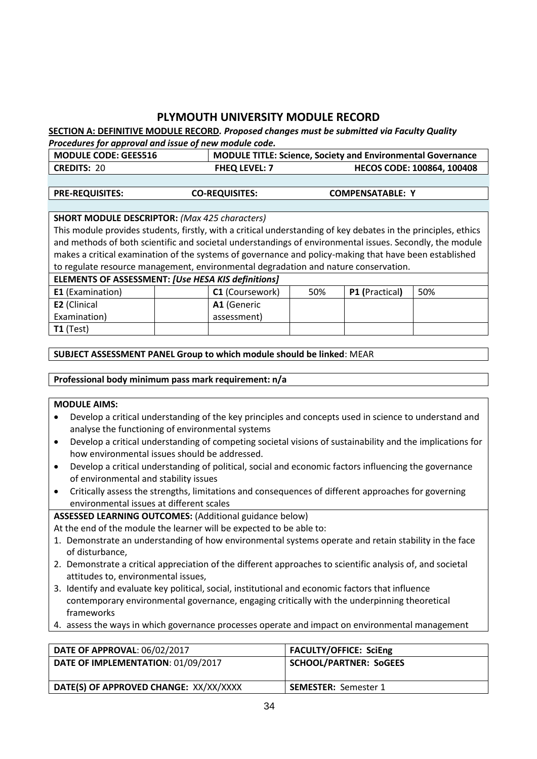# PLYMOUTH UNIVERSITY MODULE RECORD

**SECTION A: DEFINITIVE MODULE RECORD*. Proposed changes must be submitted via Faculty Quality Procedures for approval and issue of new module code.***

| | | |
|---|---|---|
| **MODULE CODE: GEES516** | **MODULE TITLE: Science, Society and Environmental Governance** | |
| **CREDITS:** 20 | **FHEQ LEVEL: 7** | **HECOS CODE: 100864, 100408** |

| | | |
|---|---|---|
| **PRE-REQUISITES:** | **CO-REQUISITES:** | **COMPENSATABLE: Y** |

**SHORT MODULE DESCRIPTOR:** *(Max 425 characters)*
This module provides students, firstly, with a critical understanding of key debates in the principles, ethics and methods of both scientific and societal understandings of environmental issues. Secondly, the module makes a critical examination of the systems of governance and policy-making that have been established to regulate resource management, environmental degradation and nature conservation.

**ELEMENTS OF ASSESSMENT:** ***[Use HESA KIS definitions]***

| | | | | | |
|---|---|---|---|---|---|
| **E1** (Examination) | | **C1** (Coursework) | 50% | **P1 (**Practical**)** | 50% |
| **E2** (Clinical Examination) | | **A1** (Generic assessment) | | | |
| **T1** (Test) | | | | | |

**SUBJECT ASSESSMENT PANEL Group to which module should be linked**: MEAR

**Professional body minimum pass mark requirement: n/a**

**MODULE AIMS:**

- Develop a critical understanding of the key principles and concepts used in science to understand and analyse the functioning of environmental systems
- Develop a critical understanding of competing societal visions of sustainability and the implications for how environmental issues should be addressed.
- Develop a critical understanding of political, social and economic factors influencing the governance of environmental and stability issues
- Critically assess the strengths, limitations and consequences of different approaches for governing environmental issues at different scales

**ASSESSED LEARNING OUTCOMES:** (Additional guidance below)
At the end of the module the learner will be expected to be able to:

1. Demonstrate an understanding of how environmental systems operate and retain stability in the face of disturbance,
2. Demonstrate a critical appreciation of the different approaches to scientific analysis of, and societal attitudes to, environmental issues,
3. Identify and evaluate key political, social, institutional and economic factors that influence contemporary environmental governance, engaging critically with the underpinning theoretical frameworks
4. assess the ways in which governance processes operate and impact on environmental management

| | |
|---|---|
| **DATE OF APPROVAL**: 06/02/2017 | **FACULTY/OFFICE: SciEng** |
| **DATE OF IMPLEMENTATION**: 01/09/2017 | **SCHOOL/PARTNER: SoGEES** |
| **DATE(S) OF APPROVED CHANGE**: XX/XX/XXXX | **SEMESTER:** Semester 1 |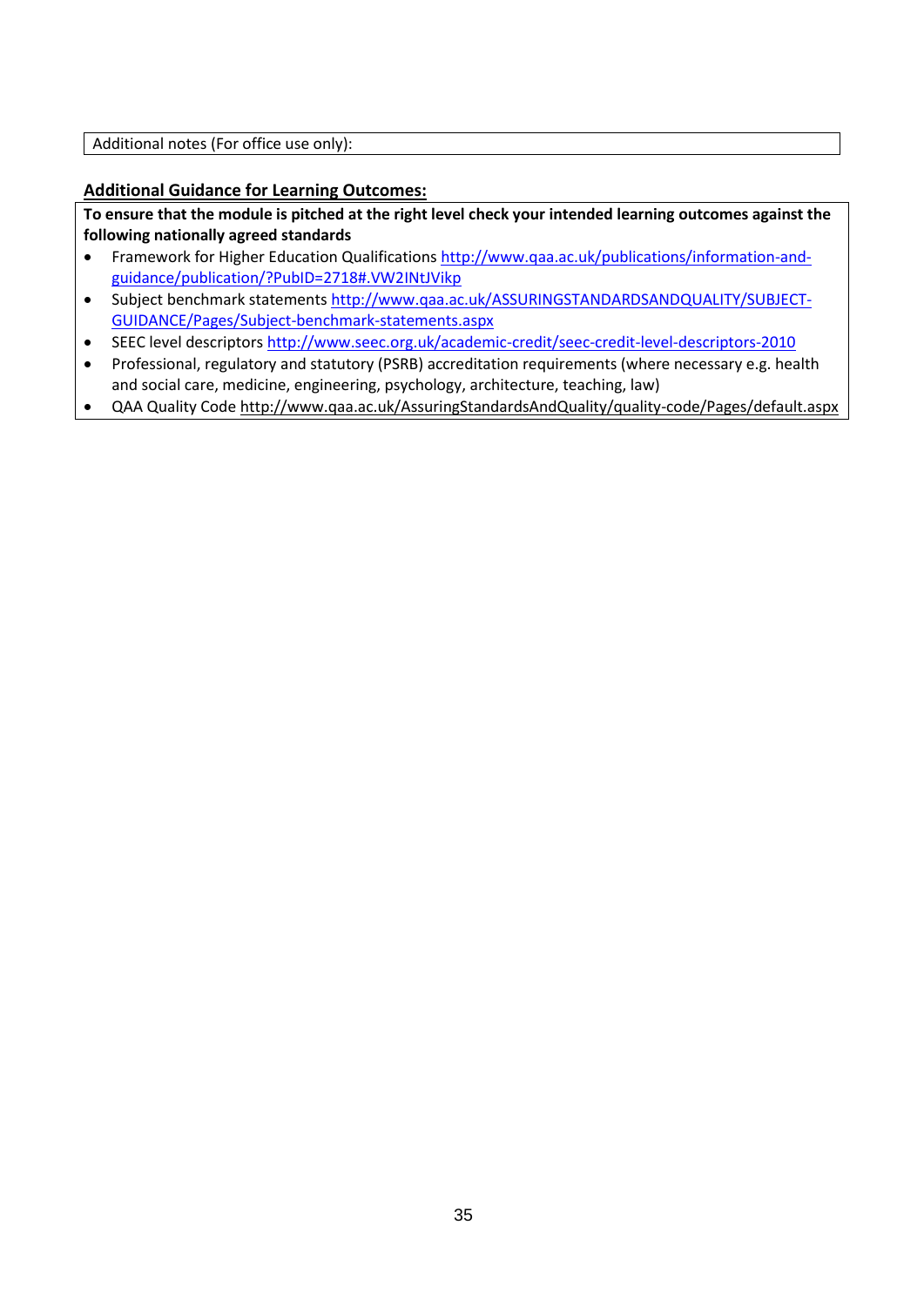| Additional notes (For office use only): |
|---|

**Additional Guidance for Learning Outcomes:**

**To ensure that the module is pitched at the right level check your intended learning outcomes against the following nationally agreed standards**

- Framework for Higher Education Qualifications http://www.qaa.ac.uk/publications/information-and-guidance/publication/?PubID=2718#.VW2INtJVikp
- Subject benchmark statements http://www.qaa.ac.uk/ASSURINGSTANDARDSANDQUALITY/SUBJECT-GUIDANCE/Pages/Subject-benchmark-statements.aspx
- SEEC level descriptors http://www.seec.org.uk/academic-credit/seec-credit-level-descriptors-2010
- Professional, regulatory and statutory (PSRB) accreditation requirements (where necessary e.g. health and social care, medicine, engineering, psychology, architecture, teaching, law)
- QAA Quality Code http://www.qaa.ac.uk/AssuringStandardsAndQuality/quality-code/Pages/default.aspx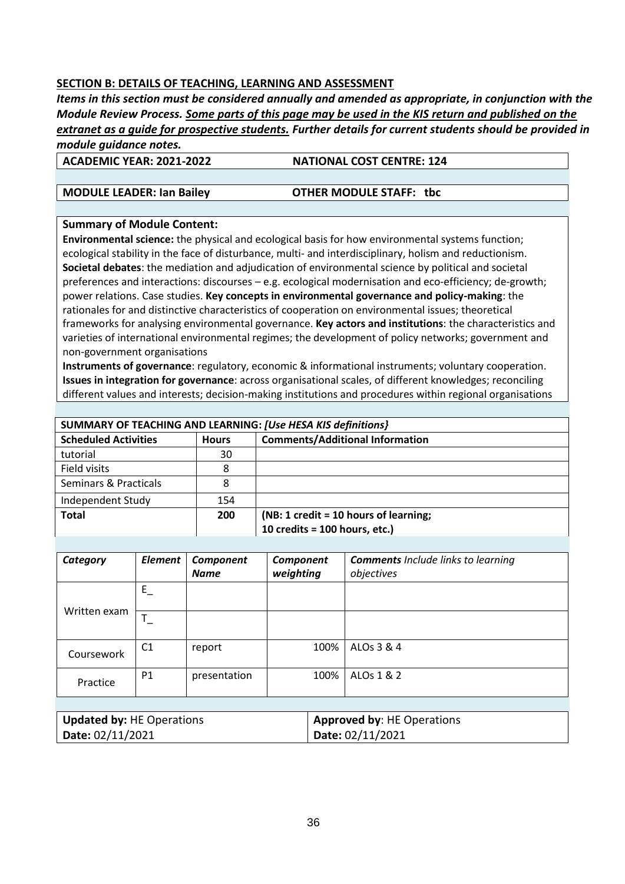## SECTION B: DETAILS OF TEACHING, LEARNING AND ASSESSMENT

***Items in this section must be considered annually and amended as appropriate, in conjunction with the Module Review Process. Some parts of this page may be used in the KIS return and published on the extranet as a guide for prospective students. Further details for current students should be provided in module guidance notes.***

| | |
|---|---|
| **ACADEMIC YEAR: 2021-2022** | **NATIONAL COST CENTRE: 124** |
| **MODULE LEADER: Ian Bailey** | **OTHER MODULE STAFF: tbc** |

**Summary of Module Content:**

**Environmental science:** the physical and ecological basis for how environmental systems function; ecological stability in the face of disturbance, multi- and interdisciplinary, holism and reductionism. **Societal debates**: the mediation and adjudication of environmental science by political and societal preferences and interactions: discourses – e.g. ecological modernisation and eco-efficiency; de-growth; power relations. Case studies. **Key concepts in environmental governance and policy-making**: the rationales for and distinctive characteristics of cooperation on environmental issues; theoretical frameworks for analysing environmental governance. **Key actors and institutions**: the characteristics and varieties of international environmental regimes; the development of policy networks; government and non-government organisations

**Instruments of governance**: regulatory, economic & informational instruments; voluntary cooperation. **Issues in integration for governance**: across organisational scales, of different knowledges; reconciling different values and interests; decision-making institutions and procedures within regional organisations

**SUMMARY OF TEACHING AND LEARNING:** ***[Use HESA KIS definitions}***

| Scheduled Activities | Hours | Comments/Additional Information |
|---|---|---|
| tutorial | 30 | |
| Field visits | 8 | |
| Seminars & Practicals | 8 | |
| Independent Study | 154 | |
| **Total** | **200** | **(NB: 1 credit = 10 hours of learning; 10 credits = 100 hours, etc.)** |

| *Category* | *Element* | *Component Name* | *Component weighting* | ***Comments*** *Include links to learning objectives* |
|---|---|---|---|---|
| Written exam | E_ | | | |
| | T_ | | | |
| Coursework | C1 | report | 100% | ALOs 3 & 4 |
| Practice | P1 | presentation | 100% | ALOs 1 & 2 |

| | |
|---|---|
| **Updated by:** HE Operations<br>**Date:** 02/11/2021 | **Approved by**: HE Operations<br>**Date:** 02/11/2021 |